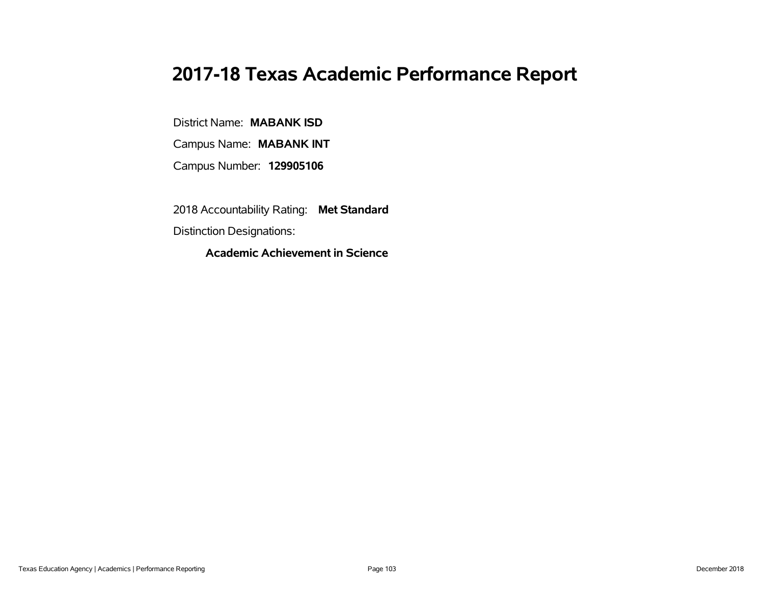# 2017-18 Texas Academic Performance Report

District Name: **MABANK ISD**

Campus Name: **MABANK INT**

Campus Number: **129905106**

2018 Accountability Rating: **Met Standard**

Distinction Designations:

**Academic Achievement in Science**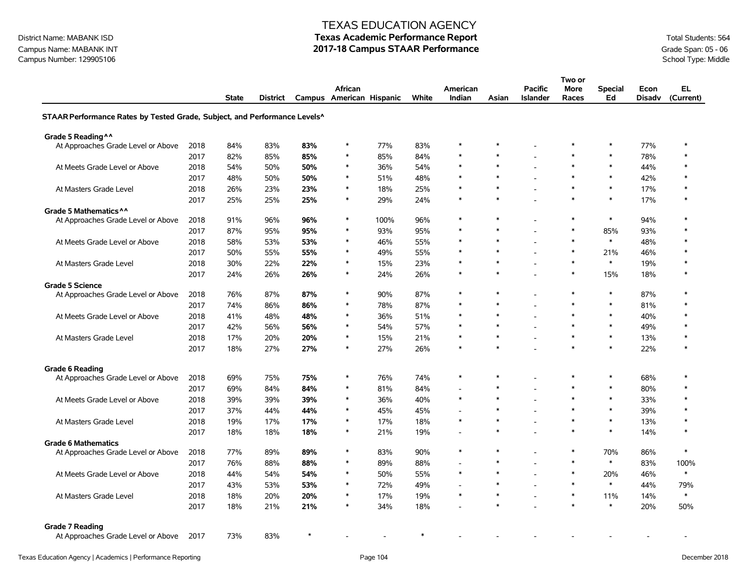District Name: MABANK ISD
Campus Name: MABANK INT
Campus Number: 129905106

# TEXAS EDUCATION AGENCY
## Texas Academic Performance Report
## 2017-18 Campus STAAR Performance

Total Students: 564
Grade Span: 05 - 06
School Type: Middle

| | | State | District | Campus | African American | Hispanic | White | American Indian | Asian | Pacific Islander | Two or More Races | Special Ed | Econ Disadv | EL (Current) |
|---|---|---|---|---|---|---|---|---|---|---|---|---|---|---|
| **STAAR Performance Rates by Tested Grade, Subject, and Performance Levels^** | | | | | | | | | | | | | | |
| **Grade 5 Reading^^** | | | | | | | | | | | | | | |
| At Approaches Grade Level or Above | 2018 | 84% | 83% | **83%** | * | 77% | 83% | * | * | - | * | * | 77% | * |
| | 2017 | 82% | 85% | **85%** | * | 85% | 84% | * | * | - | * | * | 78% | * |
| At Meets Grade Level or Above | 2018 | 54% | 50% | **50%** | * | 36% | 54% | * | * | - | * | * | 44% | * |
| | 2017 | 48% | 50% | **50%** | * | 51% | 48% | * | * | - | * | * | 42% | * |
| At Masters Grade Level | 2018 | 26% | 23% | **23%** | * | 18% | 25% | * | * | - | * | * | 17% | * |
| | 2017 | 25% | 25% | **25%** | * | 29% | 24% | * | * | - | * | * | 17% | * |
| **Grade 5 Mathematics^^** | | | | | | | | | | | | | | |
| At Approaches Grade Level or Above | 2018 | 91% | 96% | **96%** | * | 100% | 96% | * | * | - | * | * | 94% | * |
| | 2017 | 87% | 95% | **95%** | * | 93% | 95% | * | * | - | * | 85% | 93% | * |
| At Meets Grade Level or Above | 2018 | 58% | 53% | **53%** | * | 46% | 55% | * | * | - | * | * | 48% | * |
| | 2017 | 50% | 55% | **55%** | * | 49% | 55% | * | * | - | * | 21% | 46% | * |
| At Masters Grade Level | 2018 | 30% | 22% | **22%** | * | 15% | 23% | * | * | - | * | * | 19% | * |
| | 2017 | 24% | 26% | **26%** | * | 24% | 26% | * | * | - | * | 15% | 18% | * |
| **Grade 5 Science** | | | | | | | | | | | | | | |
| At Approaches Grade Level or Above | 2018 | 76% | 87% | **87%** | * | 90% | 87% | * | * | - | * | * | 87% | * |
| | 2017 | 74% | 86% | **86%** | * | 78% | 87% | * | * | - | * | * | 81% | * |
| At Meets Grade Level or Above | 2018 | 41% | 48% | **48%** | * | 36% | 51% | * | * | - | * | * | 40% | * |
| | 2017 | 42% | 56% | **56%** | * | 54% | 57% | * | * | - | * | * | 49% | * |
| At Masters Grade Level | 2018 | 17% | 20% | **20%** | * | 15% | 21% | * | * | - | * | * | 13% | * |
| | 2017 | 18% | 27% | **27%** | * | 27% | 26% | * | * | - | * | * | 22% | * |
| **Grade 6 Reading** | | | | | | | | | | | | | | |
| At Approaches Grade Level or Above | 2018 | 69% | 75% | **75%** | * | 76% | 74% | * | * | - | * | * | 68% | * |
| | 2017 | 69% | 84% | **84%** | * | 81% | 84% | - | * | - | * | * | 80% | * |
| At Meets Grade Level or Above | 2018 | 39% | 39% | **39%** | * | 36% | 40% | * | * | - | * | * | 33% | * |
| | 2017 | 37% | 44% | **44%** | * | 45% | 45% | - | * | - | * | * | 39% | * |
| At Masters Grade Level | 2018 | 19% | 17% | **17%** | * | 17% | 18% | * | * | - | * | * | 13% | * |
| | 2017 | 18% | 18% | **18%** | * | 21% | 19% | - | * | - | * | * | 14% | * |
| **Grade 6 Mathematics** | | | | | | | | | | | | | | |
| At Approaches Grade Level or Above | 2018 | 77% | 89% | **89%** | * | 83% | 90% | * | * | - | * | 70% | 86% | * |
| | 2017 | 76% | 88% | **88%** | * | 89% | 88% | - | * | - | * | * | 83% | 100% |
| At Meets Grade Level or Above | 2018 | 44% | 54% | **54%** | * | 50% | 55% | * | * | - | * | 20% | 46% | * |
| | 2017 | 43% | 53% | **53%** | * | 72% | 49% | - | * | - | * | * | 44% | 79% |
| At Masters Grade Level | 2018 | 18% | 20% | **20%** | * | 17% | 19% | * | * | - | * | 11% | 14% | * |
| | 2017 | 18% | 21% | **21%** | * | 34% | 18% | - | * | - | * | * | 20% | 50% |
| **Grade 7 Reading** | | | | | | | | | | | | | | |
| At Approaches Grade Level or Above | 2017 | 73% | 83% | * | - | - | * | - | - | - | - | - | - | - |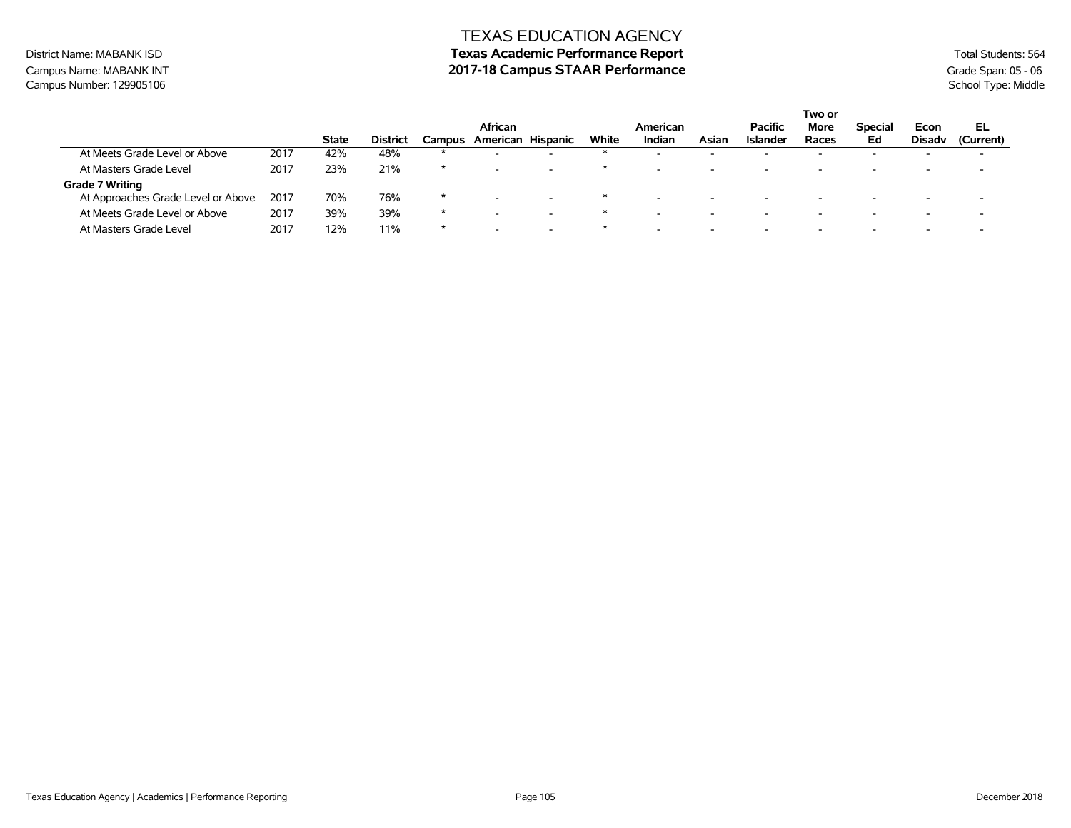TEXAS EDUCATION AGENCY

District Name: MABANK ISD

Campus Name: MABANK INT

Campus Number: 129905106

**Texas Academic Performance Report**

**2017-18 Campus STAAR Performance**

Total Students: 564

Grade Span: 05 - 06

School Type: Middle

| | | State | District | Campus | African American | Hispanic | White | American Indian | Asian | Pacific Islander | Two or More Races | Special Ed | Econ Disadv | EL (Current) |
|---|---|---|---|---|---|---|---|---|---|---|---|---|---|---|
| At Meets Grade Level or Above | 2017 | 42% | 48% | * | - | - | * | - | - | - | - | - | - | - |
| At Masters Grade Level | 2017 | 23% | 21% | * | - | - | * | - | - | - | - | - | - | - |
| **Grade 7 Writing** | | | | | | | | | | | | | | |
| At Approaches Grade Level or Above | 2017 | 70% | 76% | * | - | - | * | - | - | - | - | - | - | - |
| At Meets Grade Level or Above | 2017 | 39% | 39% | * | - | - | * | - | - | - | - | - | - | - |
| At Masters Grade Level | 2017 | 12% | 11% | * | - | - | * | - | - | - | - | - | - | - |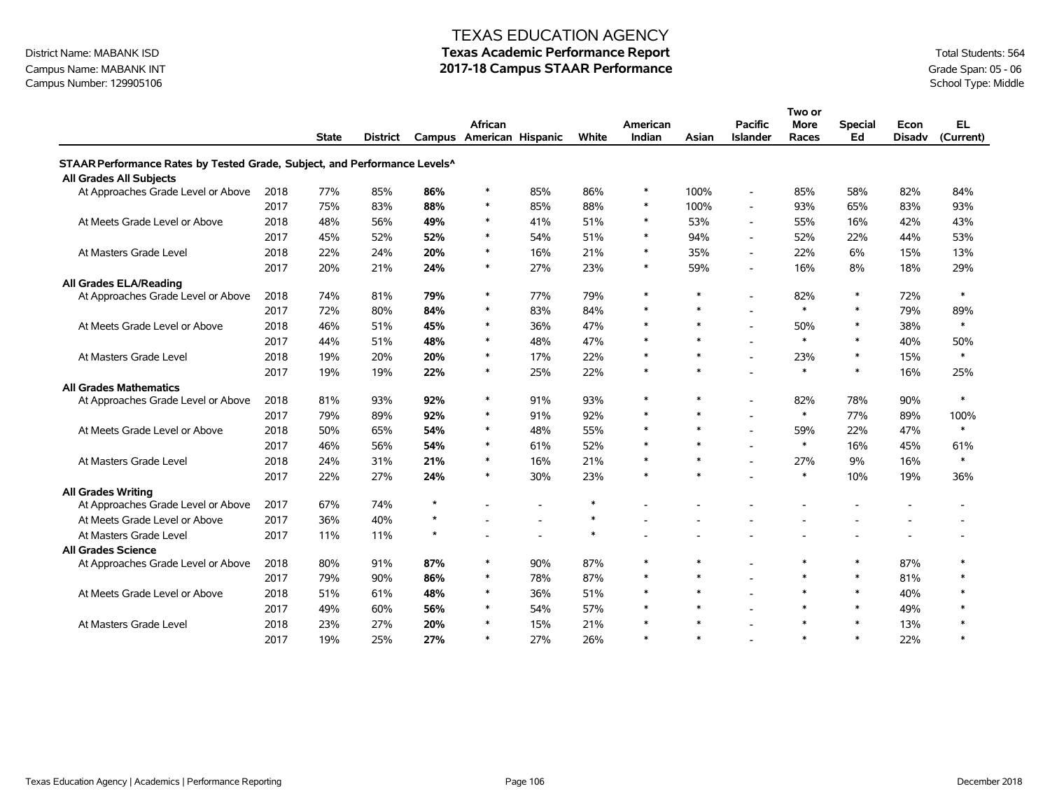# TEXAS EDUCATION AGENCY
## Texas Academic Performance Report
## 2017-18 Campus STAAR Performance

District Name: MABANK ISD
Campus Name: MABANK INT
Campus Number: 129905106

Total Students: 564
Grade Span: 05 - 06
School Type: Middle

| | | State | District | Campus | African American | Hispanic | White | American Indian | Asian | Pacific Islander | Two or More Races | Special Ed | Econ Disadv | EL (Current) |
|---|---|---|---|---|---|---|---|---|---|---|---|---|---|---|
| **STAAR Performance Rates by Tested Grade, Subject, and Performance Levels^** | | | | | | | | | | | | | | |
| **All Grades All Subjects** | | | | | | | | | | | | | | |
| At Approaches Grade Level or Above | 2018 | 77% | 85% | **86%** | * | 85% | 86% | * | 100% | - | 85% | 58% | 82% | 84% |
| | 2017 | 75% | 83% | **88%** | * | 85% | 88% | * | 100% | - | 93% | 65% | 83% | 93% |
| At Meets Grade Level or Above | 2018 | 48% | 56% | **49%** | * | 41% | 51% | * | 53% | - | 55% | 16% | 42% | 43% |
| | 2017 | 45% | 52% | **52%** | * | 54% | 51% | * | 94% | - | 52% | 22% | 44% | 53% |
| At Masters Grade Level | 2018 | 22% | 24% | **20%** | * | 16% | 21% | * | 35% | - | 22% | 6% | 15% | 13% |
| | 2017 | 20% | 21% | **24%** | * | 27% | 23% | * | 59% | - | 16% | 8% | 18% | 29% |
| **All Grades ELA/Reading** | | | | | | | | | | | | | | |
| At Approaches Grade Level or Above | 2018 | 74% | 81% | **79%** | * | 77% | 79% | * | * | - | 82% | * | 72% | * |
| | 2017 | 72% | 80% | **84%** | * | 83% | 84% | * | * | - | * | * | 79% | 89% |
| At Meets Grade Level or Above | 2018 | 46% | 51% | **45%** | * | 36% | 47% | * | * | - | 50% | * | 38% | * |
| | 2017 | 44% | 51% | **48%** | * | 48% | 47% | * | * | - | * | * | 40% | 50% |
| At Masters Grade Level | 2018 | 19% | 20% | **20%** | * | 17% | 22% | * | * | - | 23% | * | 15% | * |
| | 2017 | 19% | 19% | **22%** | * | 25% | 22% | * | * | - | * | * | 16% | 25% |
| **All Grades Mathematics** | | | | | | | | | | | | | | |
| At Approaches Grade Level or Above | 2018 | 81% | 93% | **92%** | * | 91% | 93% | * | * | - | 82% | 78% | 90% | * |
| | 2017 | 79% | 89% | **92%** | * | 91% | 92% | * | * | - | * | 77% | 89% | 100% |
| At Meets Grade Level or Above | 2018 | 50% | 65% | **54%** | * | 48% | 55% | * | * | - | 59% | 22% | 47% | * |
| | 2017 | 46% | 56% | **54%** | * | 61% | 52% | * | * | - | * | 16% | 45% | 61% |
| At Masters Grade Level | 2018 | 24% | 31% | **21%** | * | 16% | 21% | * | * | - | 27% | 9% | 16% | * |
| | 2017 | 22% | 27% | **24%** | * | 30% | 23% | * | * | - | * | 10% | 19% | 36% |
| **All Grades Writing** | | | | | | | | | | | | | | |
| At Approaches Grade Level or Above | 2017 | 67% | 74% | * | - | - | * | - | - | - | - | - | - | - |
| At Meets Grade Level or Above | 2017 | 36% | 40% | * | - | - | * | - | - | - | - | - | - | - |
| At Masters Grade Level | 2017 | 11% | 11% | * | - | - | * | - | - | - | - | - | - | - |
| **All Grades Science** | | | | | | | | | | | | | | |
| At Approaches Grade Level or Above | 2018 | 80% | 91% | **87%** | * | 90% | 87% | * | * | - | * | * | 87% | * |
| | 2017 | 79% | 90% | **86%** | * | 78% | 87% | * | * | - | * | * | 81% | * |
| At Meets Grade Level or Above | 2018 | 51% | 61% | **48%** | * | 36% | 51% | * | * | - | * | * | 40% | * |
| | 2017 | 49% | 60% | **56%** | * | 54% | 57% | * | * | - | * | * | 49% | * |
| At Masters Grade Level | 2018 | 23% | 27% | **20%** | * | 15% | 21% | * | * | - | * | * | 13% | * |
| | 2017 | 19% | 25% | **27%** | * | 27% | 26% | * | * | - | * | * | 22% | * |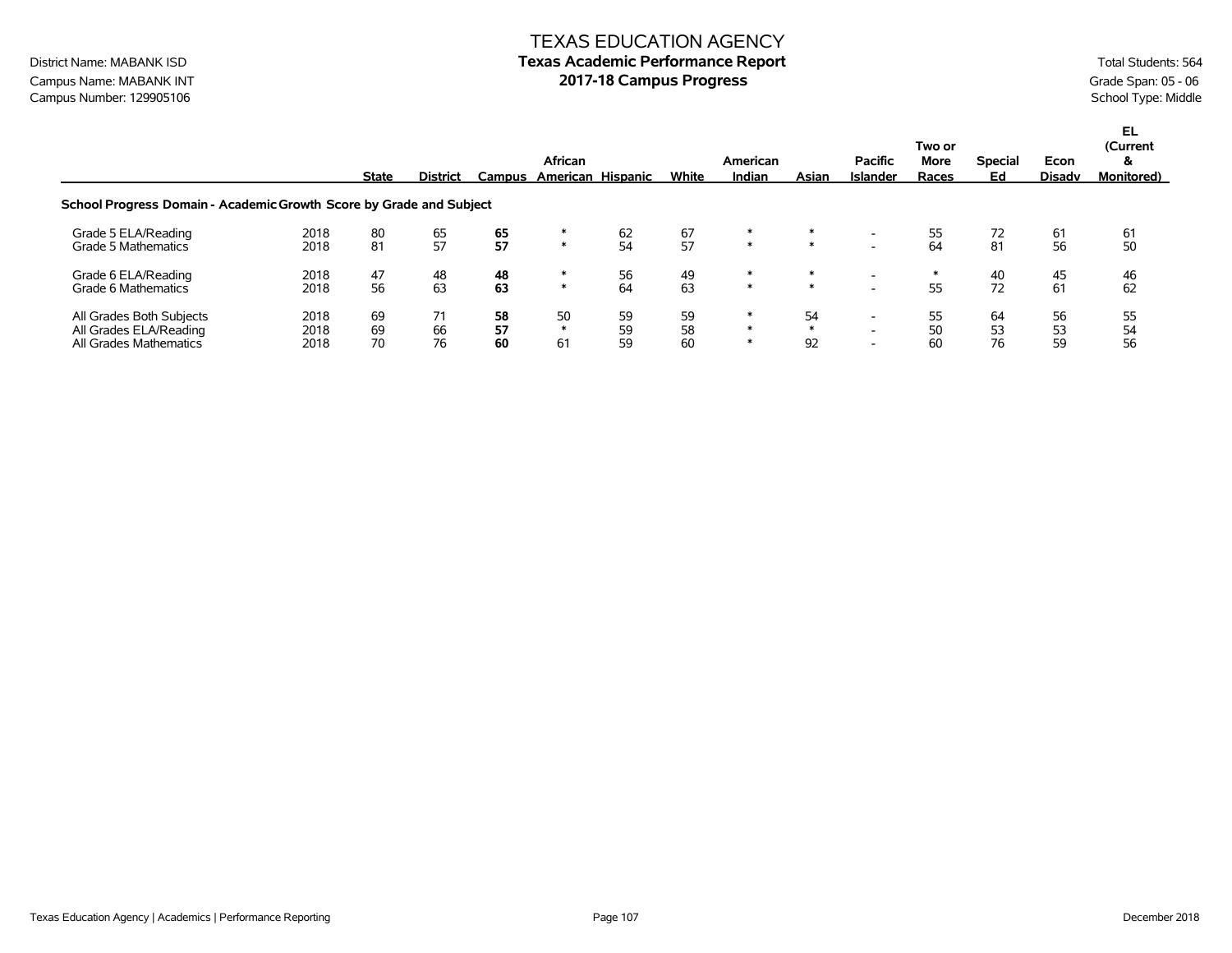# TEXAS EDUCATION AGENCY

## Texas Academic Performance Report

## 2017-18 Campus Progress

District Name: MABANK ISD
Campus Name: MABANK INT
Campus Number: 129905106

Total Students: 564
Grade Span: 05 - 06
School Type: Middle

| | | State | District | Campus | African American | Hispanic | White | American Indian | Asian | Pacific Islander | Two or More Races | Special Ed | Econ Disadv | EL (Current & Monitored) |
|---|---|---|---|---|---|---|---|---|---|---|---|---|---|---|
| **School Progress Domain - Academic Growth Score by Grade and Subject** | | | | | | | | | | | | | | |
| Grade 5 ELA/Reading | 2018 | 80 | 65 | **65** | * | 62 | 67 | * | * | - | 55 | 72 | 61 | 61 |
| Grade 5 Mathematics | 2018 | 81 | 57 | **57** | * | 54 | 57 | * | * | - | 64 | 81 | 56 | 50 |
| Grade 6 ELA/Reading | 2018 | 47 | 48 | **48** | * | 56 | 49 | * | * | - | * | 40 | 45 | 46 |
| Grade 6 Mathematics | 2018 | 56 | 63 | **63** | * | 64 | 63 | * | * | - | 55 | 72 | 61 | 62 |
| All Grades Both Subjects | 2018 | 69 | 71 | **58** | 50 | 59 | 59 | * | 54 | - | 55 | 64 | 56 | 55 |
| All Grades ELA/Reading | 2018 | 69 | 66 | **57** | * | 59 | 58 | * | * | - | 50 | 53 | 53 | 54 |
| All Grades Mathematics | 2018 | 70 | 76 | **60** | 61 | 59 | 60 | * | 92 | - | 60 | 76 | 59 | 56 |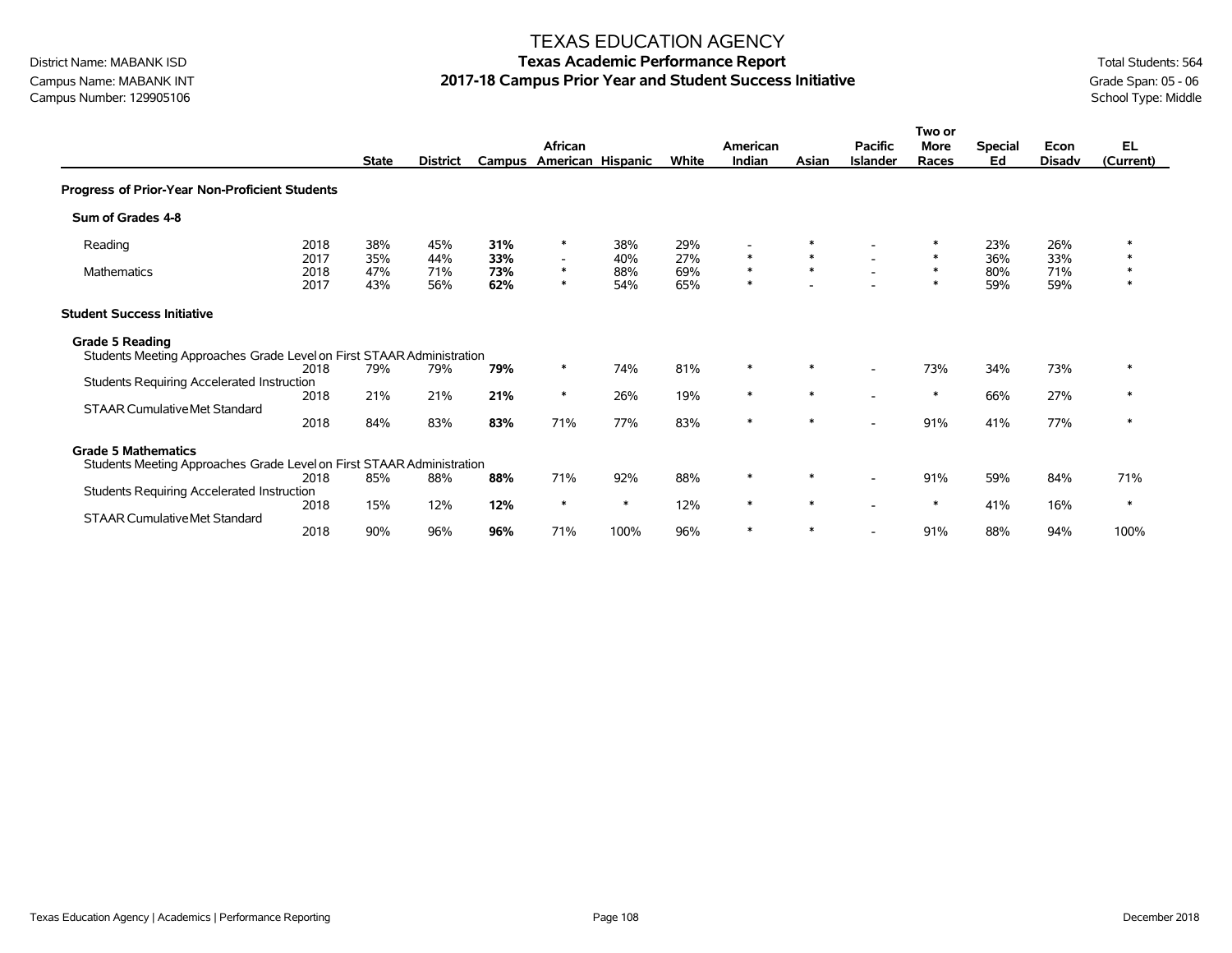# TEXAS EDUCATION AGENCY

District Name: MABANK ISD
Campus Name: MABANK INT
Campus Number: 129905106

## Texas Academic Performance Report
## 2017-18 Campus Prior Year and Student Success Initiative

Total Students: 564
Grade Span: 05 - 06
School Type: Middle

| | | State | District | Campus | African American | Hispanic | White | American Indian | Asian | Pacific Islander | Two or More Races | Special Ed | Econ Disadv | EL (Current) |
|---|---|---|---|---|---|---|---|---|---|---|---|---|---|---|
| **Progress of Prior-Year Non-Proficient Students** | | | | | | | | | | | | | | |
| **Sum of Grades 4-8** | | | | | | | | | | | | | | |
| Reading | 2018 | 38% | 45% | **31%** | * | 38% | 29% | - | * | - | * | 23% | 26% | * |
| | 2017 | 35% | 44% | **33%** | - | 40% | 27% | * | * | - | * | 36% | 33% | * |
| Mathematics | 2018 | 47% | 71% | **73%** | * | 88% | 69% | * | * | - | * | 80% | 71% | * |
| | 2017 | 43% | 56% | **62%** | * | 54% | 65% | * | - | - | * | 59% | 59% | * |
| **Student Success Initiative** | | | | | | | | | | | | | | |
| **Grade 5 Reading** | | | | | | | | | | | | | | |
| Students Meeting Approaches Grade Level on First STAAR Administration | 2018 | 79% | 79% | **79%** | * | 74% | 81% | * | * | - | 73% | 34% | 73% | * |
| Students Requiring Accelerated Instruction | 2018 | 21% | 21% | **21%** | * | 26% | 19% | * | * | - | * | 66% | 27% | * |
| STAAR Cumulative Met Standard | 2018 | 84% | 83% | **83%** | 71% | 77% | 83% | * | * | - | 91% | 41% | 77% | * |
| **Grade 5 Mathematics** | | | | | | | | | | | | | | |
| Students Meeting Approaches Grade Level on First STAAR Administration | 2018 | 85% | 88% | **88%** | 71% | 92% | 88% | * | * | - | 91% | 59% | 84% | 71% |
| Students Requiring Accelerated Instruction | 2018 | 15% | 12% | **12%** | * | * | 12% | * | * | - | * | 41% | 16% | * |
| STAAR Cumulative Met Standard | 2018 | 90% | 96% | **96%** | 71% | 100% | 96% | * | * | - | 91% | 88% | 94% | 100% |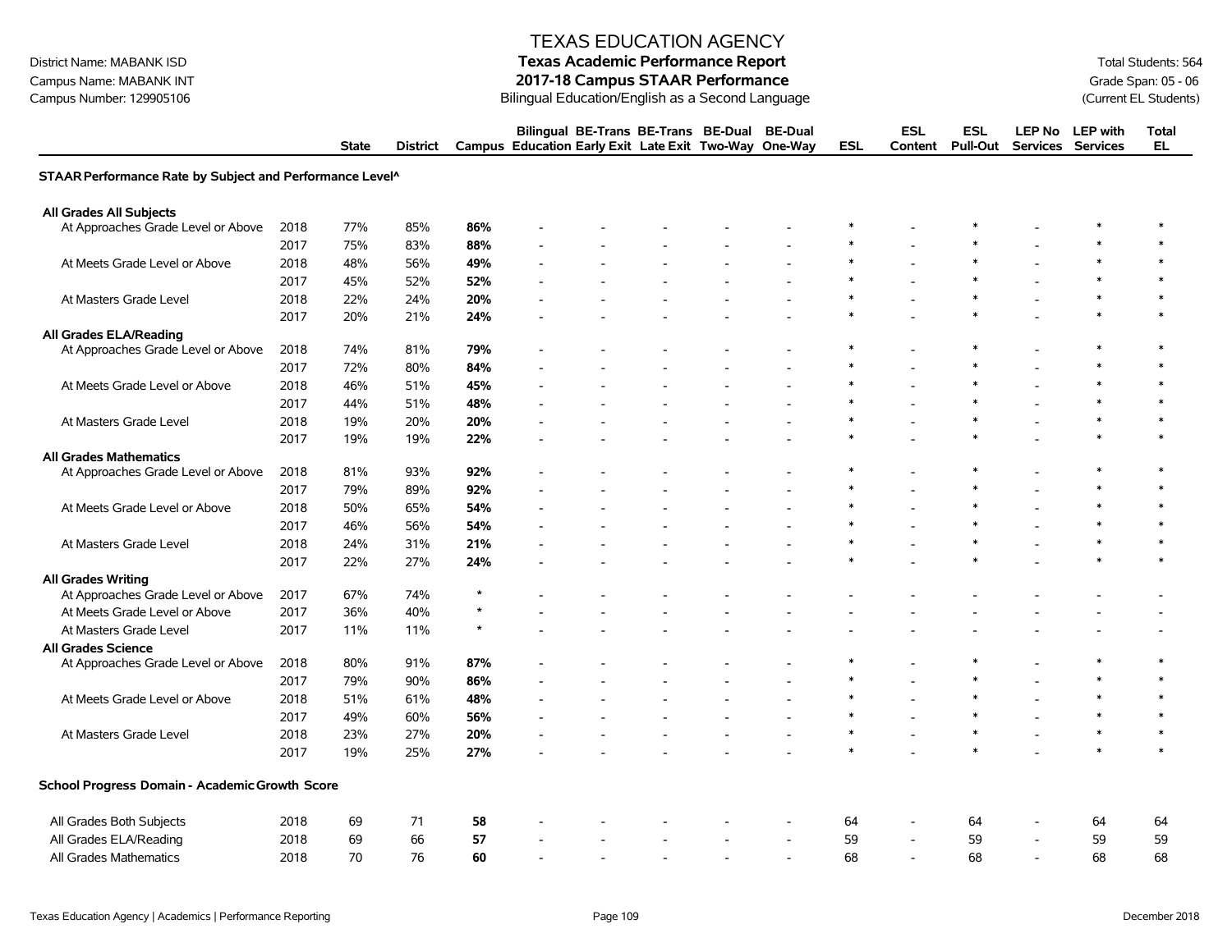District Name: MABANK ISD
Campus Name: MABANK INT
Campus Number: 129905106

# TEXAS EDUCATION AGENCY
## Texas Academic Performance Report
## 2017-18 Campus STAAR Performance
Bilingual Education/English as a Second Language

Total Students: 564
Grade Span: 05 - 06
(Current EL Students)

| | | State | District | Campus | Bilingual Education | BE-Trans Early Exit | BE-Trans Late Exit | BE-Dual Two-Way | BE-Dual One-Way | ESL | ESL Content | ESL Pull-Out | LEP No Services | LEP with Services | Total EL |
|---|---|---|---|---|---|---|---|---|---|---|---|---|---|---|---|
| **STAAR Performance Rate by Subject and Performance Level^** | | | | | | | | | | | | | | | |
| **All Grades All Subjects** | | | | | | | | | | | | | | | |
| At Approaches Grade Level or Above | 2018 | 77% | 85% | **86%** | - | - | - | - | - | * | - | * | - | * | * |
| | 2017 | 75% | 83% | **88%** | - | - | - | - | - | * | - | * | - | * | * |
| At Meets Grade Level or Above | 2018 | 48% | 56% | **49%** | - | - | - | - | - | * | - | * | - | * | * |
| | 2017 | 45% | 52% | **52%** | - | - | - | - | - | * | - | * | - | * | * |
| At Masters Grade Level | 2018 | 22% | 24% | **20%** | - | - | - | - | - | * | - | * | - | * | * |
| | 2017 | 20% | 21% | **24%** | - | - | - | - | - | * | - | * | - | * | * |
| **All Grades ELA/Reading** | | | | | | | | | | | | | | | |
| At Approaches Grade Level or Above | 2018 | 74% | 81% | **79%** | - | - | - | - | - | * | - | * | - | * | * |
| | 2017 | 72% | 80% | **84%** | - | - | - | - | - | * | - | * | - | * | * |
| At Meets Grade Level or Above | 2018 | 46% | 51% | **45%** | - | - | - | - | - | * | - | * | - | * | * |
| | 2017 | 44% | 51% | **48%** | - | - | - | - | - | * | - | * | - | * | * |
| At Masters Grade Level | 2018 | 19% | 20% | **20%** | - | - | - | - | - | * | - | * | - | * | * |
| | 2017 | 19% | 19% | **22%** | - | - | - | - | - | * | - | * | - | * | * |
| **All Grades Mathematics** | | | | | | | | | | | | | | | |
| At Approaches Grade Level or Above | 2018 | 81% | 93% | **92%** | - | - | - | - | - | * | - | * | - | * | * |
| | 2017 | 79% | 89% | **92%** | - | - | - | - | - | * | - | * | - | * | * |
| At Meets Grade Level or Above | 2018 | 50% | 65% | **54%** | - | - | - | - | - | * | - | * | - | * | * |
| | 2017 | 46% | 56% | **54%** | - | - | - | - | - | * | - | * | - | * | * |
| At Masters Grade Level | 2018 | 24% | 31% | **21%** | - | - | - | - | - | * | - | * | - | * | * |
| | 2017 | 22% | 27% | **24%** | - | - | - | - | - | * | - | * | - | * | * |
| **All Grades Writing** | | | | | | | | | | | | | | | |
| At Approaches Grade Level or Above | 2017 | 67% | 74% | * | - | - | - | - | - | - | - | - | - | - | - |
| At Meets Grade Level or Above | 2017 | 36% | 40% | * | - | - | - | - | - | - | - | - | - | - | - |
| At Masters Grade Level | 2017 | 11% | 11% | * | - | - | - | - | - | - | - | - | - | - | - |
| **All Grades Science** | | | | | | | | | | | | | | | |
| At Approaches Grade Level or Above | 2018 | 80% | 91% | **87%** | - | - | - | - | - | * | - | * | - | * | * |
| | 2017 | 79% | 90% | **86%** | - | - | - | - | - | * | - | * | - | * | * |
| At Meets Grade Level or Above | 2018 | 51% | 61% | **48%** | - | - | - | - | - | * | - | * | - | * | * |
| | 2017 | 49% | 60% | **56%** | - | - | - | - | - | * | - | * | - | * | * |
| At Masters Grade Level | 2018 | 23% | 27% | **20%** | - | - | - | - | - | * | - | * | - | * | * |
| | 2017 | 19% | 25% | **27%** | - | - | - | - | - | * | - | * | - | * | * |
| **School Progress Domain - Academic Growth Score** | | | | | | | | | | | | | | | |
| All Grades Both Subjects | 2018 | 69 | 71 | **58** | - | - | - | - | - | 64 | - | 64 | - | 64 | 64 |
| All Grades ELA/Reading | 2018 | 69 | 66 | **57** | - | - | - | - | - | 59 | - | 59 | - | 59 | 59 |
| All Grades Mathematics | 2018 | 70 | 76 | **60** | - | - | - | - | - | 68 | - | 68 | - | 68 | 68 |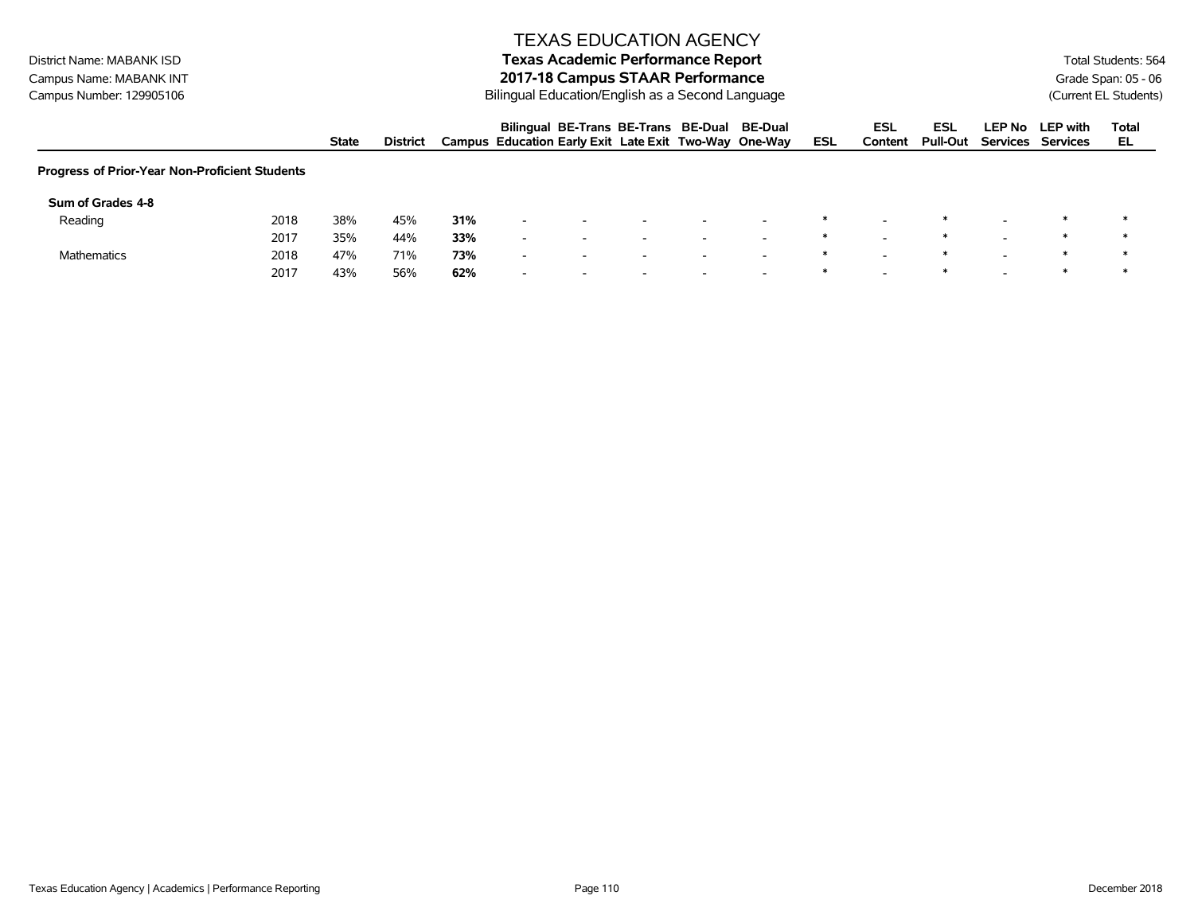District Name: MABANK ISD
Campus Name: MABANK INT
Campus Number: 129905106

# TEXAS EDUCATION AGENCY
## Texas Academic Performance Report
## 2017-18 Campus STAAR Performance
Bilingual Education/English as a Second Language

Total Students: 564
Grade Span: 05 - 06
(Current EL Students)

| | | State | District | Campus | Bilingual Education | BE-Trans Early Exit | BE-Trans Late Exit | BE-Dual Two-Way | BE-Dual One-Way | ESL | ESL Content | ESL Pull-Out | LEP No Services | LEP with Services | Total EL |
|---|---|---|---|---|---|---|---|---|---|---|---|---|---|---|---|
| **Progress of Prior-Year Non-Proficient Students** | | | | | | | | | | | | | | | |
| **Sum of Grades 4-8** | | | | | | | | | | | | | | | |
| Reading | 2018 | 38% | 45% | **31%** | - | - | - | - | - | * | - | * | - | * | * |
| | 2017 | 35% | 44% | **33%** | - | - | - | - | - | * | - | * | - | * | * |
| Mathematics | 2018 | 47% | 71% | **73%** | - | - | - | - | - | * | - | * | - | * | * |
| | 2017 | 43% | 56% | **62%** | - | - | - | - | - | * | - | * | - | * | * |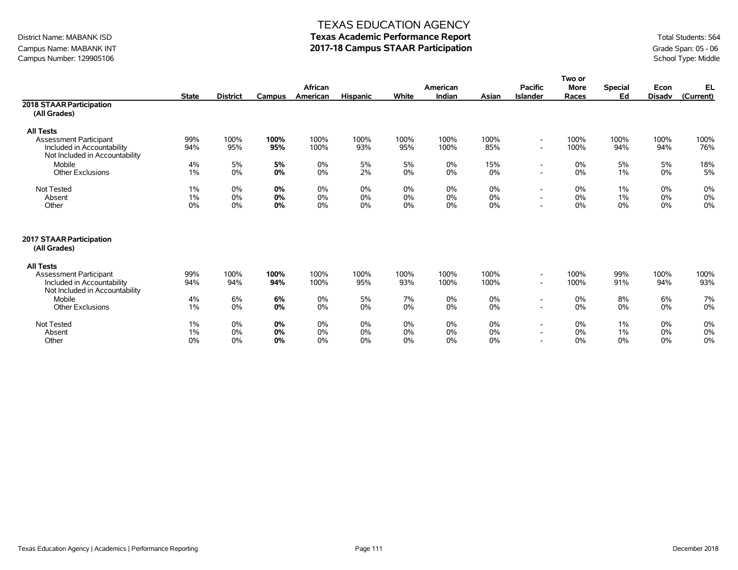# TEXAS EDUCATION AGENCY

District Name: MABANK ISD
Campus Name: MABANK INT
Campus Number: 129905106

## Texas Academic Performance Report
## 2017-18 Campus STAAR Participation

Total Students: 564
Grade Span: 05 - 06
School Type: Middle

| | State | District | Campus | African American | Hispanic | White | American Indian | Asian | Pacific Islander | Two or More Races | Special Ed | Econ Disadv | EL (Current) |
|---|---|---|---|---|---|---|---|---|---|---|---|---|---|
| **2018 STAAR Participation (All Grades)** | | | | | | | | | | | | | |
| **All Tests** | | | | | | | | | | | | | |
| Assessment Participant | 99% | 100% | **100%** | 100% | 100% | 100% | 100% | 100% | - | 100% | 100% | 100% | 100% |
| Included in Accountability | 94% | 95% | **95%** | 100% | 93% | 95% | 100% | 85% | - | 100% | 94% | 94% | 76% |
| Not Included in Accountability | | | | | | | | | | | | | |
| Mobile | 4% | 5% | **5%** | 0% | 5% | 5% | 0% | 15% | - | 0% | 5% | 5% | 18% |
| Other Exclusions | 1% | 0% | **0%** | 0% | 2% | 0% | 0% | 0% | - | 0% | 1% | 0% | 5% |
| Not Tested | 1% | 0% | **0%** | 0% | 0% | 0% | 0% | 0% | - | 0% | 1% | 0% | 0% |
| Absent | 1% | 0% | **0%** | 0% | 0% | 0% | 0% | 0% | - | 0% | 1% | 0% | 0% |
| Other | 0% | 0% | **0%** | 0% | 0% | 0% | 0% | 0% | - | 0% | 0% | 0% | 0% |
| **2017 STAAR Participation (All Grades)** | | | | | | | | | | | | | |
| **All Tests** | | | | | | | | | | | | | |
| Assessment Participant | 99% | 100% | **100%** | 100% | 100% | 100% | 100% | 100% | - | 100% | 99% | 100% | 100% |
| Included in Accountability | 94% | 94% | **94%** | 100% | 95% | 93% | 100% | 100% | - | 100% | 91% | 94% | 93% |
| Not Included in Accountability | | | | | | | | | | | | | |
| Mobile | 4% | 6% | **6%** | 0% | 5% | 7% | 0% | 0% | - | 0% | 8% | 6% | 7% |
| Other Exclusions | 1% | 0% | **0%** | 0% | 0% | 0% | 0% | 0% | - | 0% | 0% | 0% | 0% |
| Not Tested | 1% | 0% | **0%** | 0% | 0% | 0% | 0% | 0% | - | 0% | 1% | 0% | 0% |
| Absent | 1% | 0% | **0%** | 0% | 0% | 0% | 0% | 0% | - | 0% | 1% | 0% | 0% |
| Other | 0% | 0% | **0%** | 0% | 0% | 0% | 0% | 0% | - | 0% | 0% | 0% | 0% |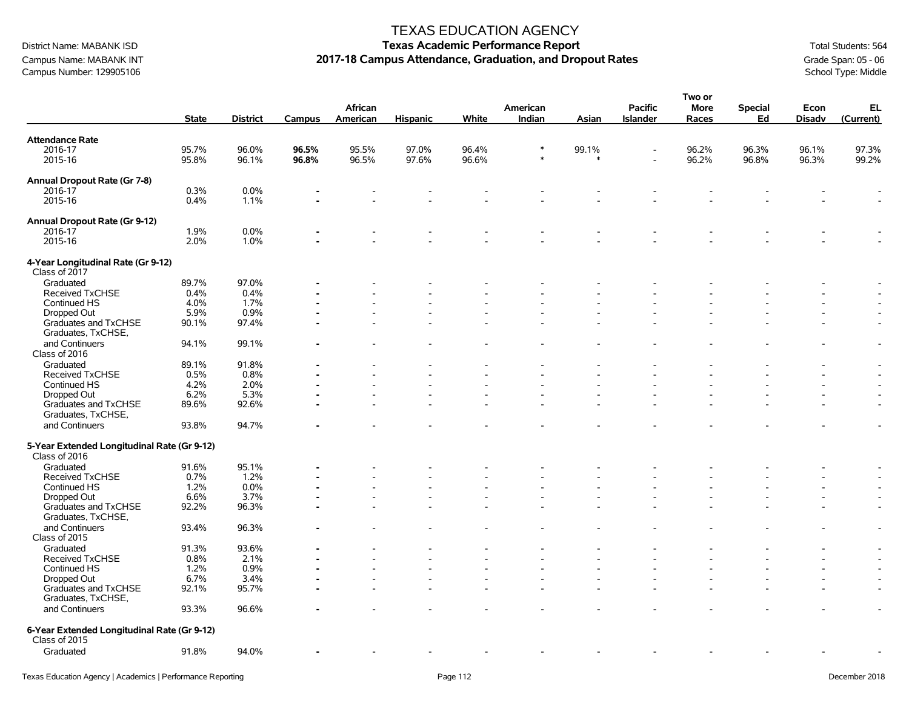# TEXAS EDUCATION AGENCY

## Texas Academic Performance Report

## 2017-18 Campus Attendance, Graduation, and Dropout Rates

District Name: MABANK ISD
Campus Name: MABANK INT
Campus Number: 129905106

Total Students: 564
Grade Span: 05 - 06
School Type: Middle

| | State | District | Campus | African American | Hispanic | White | American Indian | Asian | Pacific Islander | Two or More Races | Special Ed | Econ Disadv | EL (Current) |
|---|---|---|---|---|---|---|---|---|---|---|---|---|---|
| **Attendance Rate** | | | | | | | | | | | | | |
| 2016-17 | 95.7% | 96.0% | **96.5%** | 95.5% | 97.0% | 96.4% | * | 99.1% | - | 96.2% | 96.3% | 96.1% | 97.3% |
| 2015-16 | 95.8% | 96.1% | **96.8%** | 96.5% | 97.6% | 96.6% | * | * | - | 96.2% | 96.8% | 96.3% | 99.2% |
| **Annual Dropout Rate (Gr 7-8)** | | | | | | | | | | | | | |
| 2016-17 | 0.3% | 0.0% | - | - | - | - | - | - | - | - | - | - | - |
| 2015-16 | 0.4% | 1.1% | - | - | - | - | - | - | - | - | - | - | - |
| **Annual Dropout Rate (Gr 9-12)** | | | | | | | | | | | | | |
| 2016-17 | 1.9% | 0.0% | - | - | - | - | - | - | - | - | - | - | - |
| 2015-16 | 2.0% | 1.0% | - | - | - | - | - | - | - | - | - | - | - |
| **4-Year Longitudinal Rate (Gr 9-12)** | | | | | | | | | | | | | |
| Class of 2017 | | | | | | | | | | | | | |
| Graduated | 89.7% | 97.0% | - | - | - | - | - | - | - | - | - | - | - |
| Received TxCHSE | 0.4% | 0.4% | - | - | - | - | - | - | - | - | - | - | - |
| Continued HS | 4.0% | 1.7% | - | - | - | - | - | - | - | - | - | - | - |
| Dropped Out | 5.9% | 0.9% | - | - | - | - | - | - | - | - | - | - | - |
| Graduates and TxCHSE | 90.1% | 97.4% | - | - | - | - | - | - | - | - | - | - | - |
| Graduates, TxCHSE, and Continuers | 94.1% | 99.1% | - | - | - | - | - | - | - | - | - | - | - |
| Class of 2016 | | | | | | | | | | | | | |
| Graduated | 89.1% | 91.8% | - | - | - | - | - | - | - | - | - | - | - |
| Received TxCHSE | 0.5% | 0.8% | - | - | - | - | - | - | - | - | - | - | - |
| Continued HS | 4.2% | 2.0% | - | - | - | - | - | - | - | - | - | - | - |
| Dropped Out | 6.2% | 5.3% | - | - | - | - | - | - | - | - | - | - | - |
| Graduates and TxCHSE | 89.6% | 92.6% | - | - | - | - | - | - | - | - | - | - | - |
| Graduates, TxCHSE, and Continuers | 93.8% | 94.7% | - | - | - | - | - | - | - | - | - | - | - |
| **5-Year Extended Longitudinal Rate (Gr 9-12)** | | | | | | | | | | | | | |
| Class of 2016 | | | | | | | | | | | | | |
| Graduated | 91.6% | 95.1% | - | - | - | - | - | - | - | - | - | - | - |
| Received TxCHSE | 0.7% | 1.2% | - | - | - | - | - | - | - | - | - | - | - |
| Continued HS | 1.2% | 0.0% | - | - | - | - | - | - | - | - | - | - | - |
| Dropped Out | 6.6% | 3.7% | - | - | - | - | - | - | - | - | - | - | - |
| Graduates and TxCHSE | 92.2% | 96.3% | - | - | - | - | - | - | - | - | - | - | - |
| Graduates, TxCHSE, and Continuers | 93.4% | 96.3% | - | - | - | - | - | - | - | - | - | - | - |
| Class of 2015 | | | | | | | | | | | | | |
| Graduated | 91.3% | 93.6% | - | - | - | - | - | - | - | - | - | - | - |
| Received TxCHSE | 0.8% | 2.1% | - | - | - | - | - | - | - | - | - | - | - |
| Continued HS | 1.2% | 0.9% | - | - | - | - | - | - | - | - | - | - | - |
| Dropped Out | 6.7% | 3.4% | - | - | - | - | - | - | - | - | - | - | - |
| Graduates and TxCHSE | 92.1% | 95.7% | - | - | - | - | - | - | - | - | - | - | - |
| Graduates, TxCHSE, and Continuers | 93.3% | 96.6% | - | - | - | - | - | - | - | - | - | - | - |
| **6-Year Extended Longitudinal Rate (Gr 9-12)** | | | | | | | | | | | | | |
| Class of 2015 | | | | | | | | | | | | | |
| Graduated | 91.8% | 94.0% | - | - | - | - | - | - | - | - | - | - | - |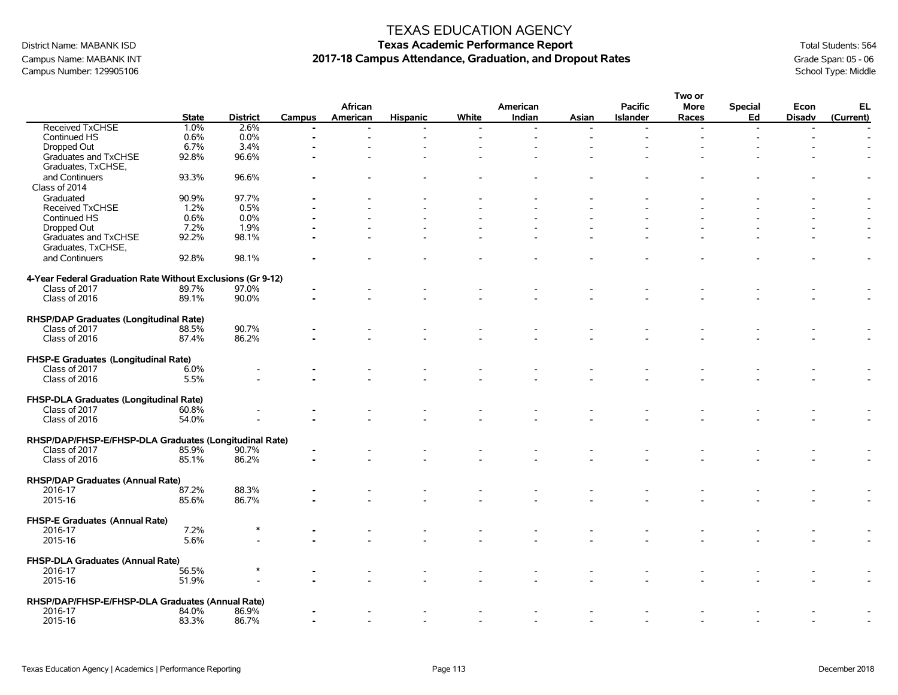# TEXAS EDUCATION AGENCY

District Name: MABANK ISD
Campus Name: MABANK INT
Campus Number: 129905106

## Texas Academic Performance Report
## 2017-18 Campus Attendance, Graduation, and Dropout Rates

Total Students: 564
Grade Span: 05 - 06
School Type: Middle

| | State | District | Campus | African American | Hispanic | White | American Indian | Asian | Pacific Islander | Two or More Races | Special Ed | Econ Disadv | EL (Current) |
|---|---|---|---|---|---|---|---|---|---|---|---|---|---|
| Received TxCHSE | 1.0% | 2.6% | - | - | - | - | - | - | - | - | - | - | - |
| Continued HS | 0.6% | 0.0% | - | - | - | - | - | - | - | - | - | - | - |
| Dropped Out | 6.7% | 3.4% | - | - | - | - | - | - | - | - | - | - | - |
| Graduates and TxCHSE | 92.8% | 96.6% | - | - | - | - | - | - | - | - | - | - | - |
| Graduates, TxCHSE, and Continuers | 93.3% | 96.6% | - | - | - | - | - | - | - | - | - | - | - |
| Class of 2014 | | | | | | | | | | | | | |
| Graduated | 90.9% | 97.7% | - | - | - | - | - | - | - | - | - | - | - |
| Received TxCHSE | 1.2% | 0.5% | - | - | - | - | - | - | - | - | - | - | - |
| Continued HS | 0.6% | 0.0% | - | - | - | - | - | - | - | - | - | - | - |
| Dropped Out | 7.2% | 1.9% | - | - | - | - | - | - | - | - | - | - | - |
| Graduates and TxCHSE | 92.2% | 98.1% | - | - | - | - | - | - | - | - | - | - | - |
| Graduates, TxCHSE, and Continuers | 92.8% | 98.1% | - | - | - | - | - | - | - | - | - | - | - |
| **4-Year Federal Graduation Rate Without Exclusions (Gr 9-12)** | | | | | | | | | | | | | |
| Class of 2017 | 89.7% | 97.0% | - | - | - | - | - | - | - | - | - | - | - |
| Class of 2016 | 89.1% | 90.0% | - | - | - | - | - | - | - | - | - | - | - |
| **RHSP/DAP Graduates (Longitudinal Rate)** | | | | | | | | | | | | | |
| Class of 2017 | 88.5% | 90.7% | - | - | - | - | - | - | - | - | - | - | - |
| Class of 2016 | 87.4% | 86.2% | - | - | - | - | - | - | - | - | - | - | - |
| **FHSP-E Graduates (Longitudinal Rate)** | | | | | | | | | | | | | |
| Class of 2017 | 6.0% | - | - | - | - | - | - | - | - | - | - | - | - |
| Class of 2016 | 5.5% | - | - | - | - | - | - | - | - | - | - | - | - |
| **FHSP-DLA Graduates (Longitudinal Rate)** | | | | | | | | | | | | | |
| Class of 2017 | 60.8% | - | - | - | - | - | - | - | - | - | - | - | - |
| Class of 2016 | 54.0% | - | - | - | - | - | - | - | - | - | - | - | - |
| **RHSP/DAP/FHSP-E/FHSP-DLA Graduates (Longitudinal Rate)** | | | | | | | | | | | | | |
| Class of 2017 | 85.9% | 90.7% | - | - | - | - | - | - | - | - | - | - | - |
| Class of 2016 | 85.1% | 86.2% | - | - | - | - | - | - | - | - | - | - | - |
| **RHSP/DAP Graduates (Annual Rate)** | | | | | | | | | | | | | |
| 2016-17 | 87.2% | 88.3% | - | - | - | - | - | - | - | - | - | - | - |
| 2015-16 | 85.6% | 86.7% | - | - | - | - | - | - | - | - | - | - | - |
| **FHSP-E Graduates (Annual Rate)** | | | | | | | | | | | | | |
| 2016-17 | 7.2% | * | - | - | - | - | - | - | - | - | - | - | - |
| 2015-16 | 5.6% | - | - | - | - | - | - | - | - | - | - | - | - |
| **FHSP-DLA Graduates (Annual Rate)** | | | | | | | | | | | | | |
| 2016-17 | 56.5% | * | - | - | - | - | - | - | - | - | - | - | - |
| 2015-16 | 51.9% | - | - | - | - | - | - | - | - | - | - | - | - |
| **RHSP/DAP/FHSP-E/FHSP-DLA Graduates (Annual Rate)** | | | | | | | | | | | | | |
| 2016-17 | 84.0% | 86.9% | - | - | - | - | - | - | - | - | - | - | - |
| 2015-16 | 83.3% | 86.7% | - | - | - | - | - | - | - | - | - | - | - |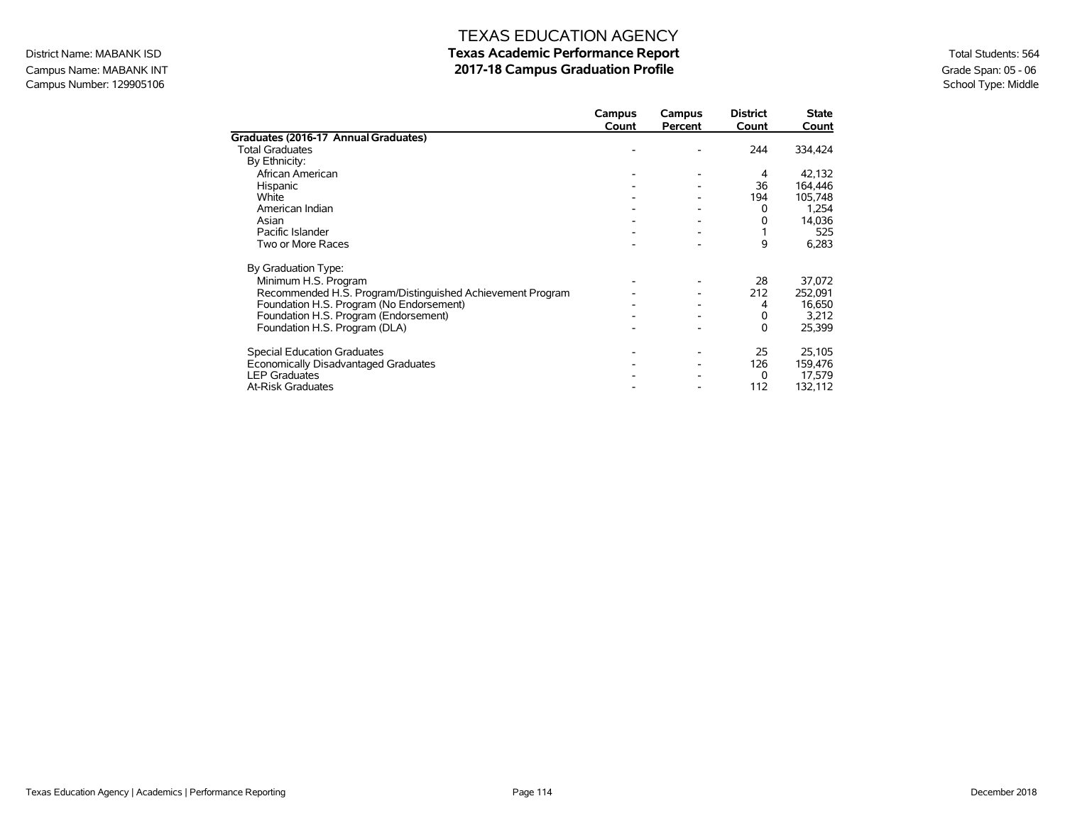# TEXAS EDUCATION AGENCY

## Texas Academic Performance Report

## 2017-18 Campus Graduation Profile

District Name: MABANK ISD
Campus Name: MABANK INT
Campus Number: 129905106

Total Students: 564
Grade Span: 05 - 06
School Type: Middle

| | Campus Count | Campus Percent | District Count | State Count |
|---|---|---|---|---|
| **Graduates (2016-17 Annual Graduates)** | | | | |
| Total Graduates | - | - | 244 | 334,424 |
| By Ethnicity: | | | | |
| African American | - | - | 4 | 42,132 |
| Hispanic | - | - | 36 | 164,446 |
| White | - | - | 194 | 105,748 |
| American Indian | - | - | 0 | 1,254 |
| Asian | - | - | 0 | 14,036 |
| Pacific Islander | - | - | 1 | 525 |
| Two or More Races | - | - | 9 | 6,283 |
| By Graduation Type: | | | | |
| Minimum H.S. Program | - | - | 28 | 37,072 |
| Recommended H.S. Program/Distinguished Achievement Program | - | - | 212 | 252,091 |
| Foundation H.S. Program (No Endorsement) | - | - | 4 | 16,650 |
| Foundation H.S. Program (Endorsement) | - | - | 0 | 3,212 |
| Foundation H.S. Program (DLA) | - | - | 0 | 25,399 |
| Special Education Graduates | - | - | 25 | 25,105 |
| Economically Disadvantaged Graduates | - | - | 126 | 159,476 |
| LEP Graduates | - | - | 0 | 17,579 |
| At-Risk Graduates | - | - | 112 | 132,112 |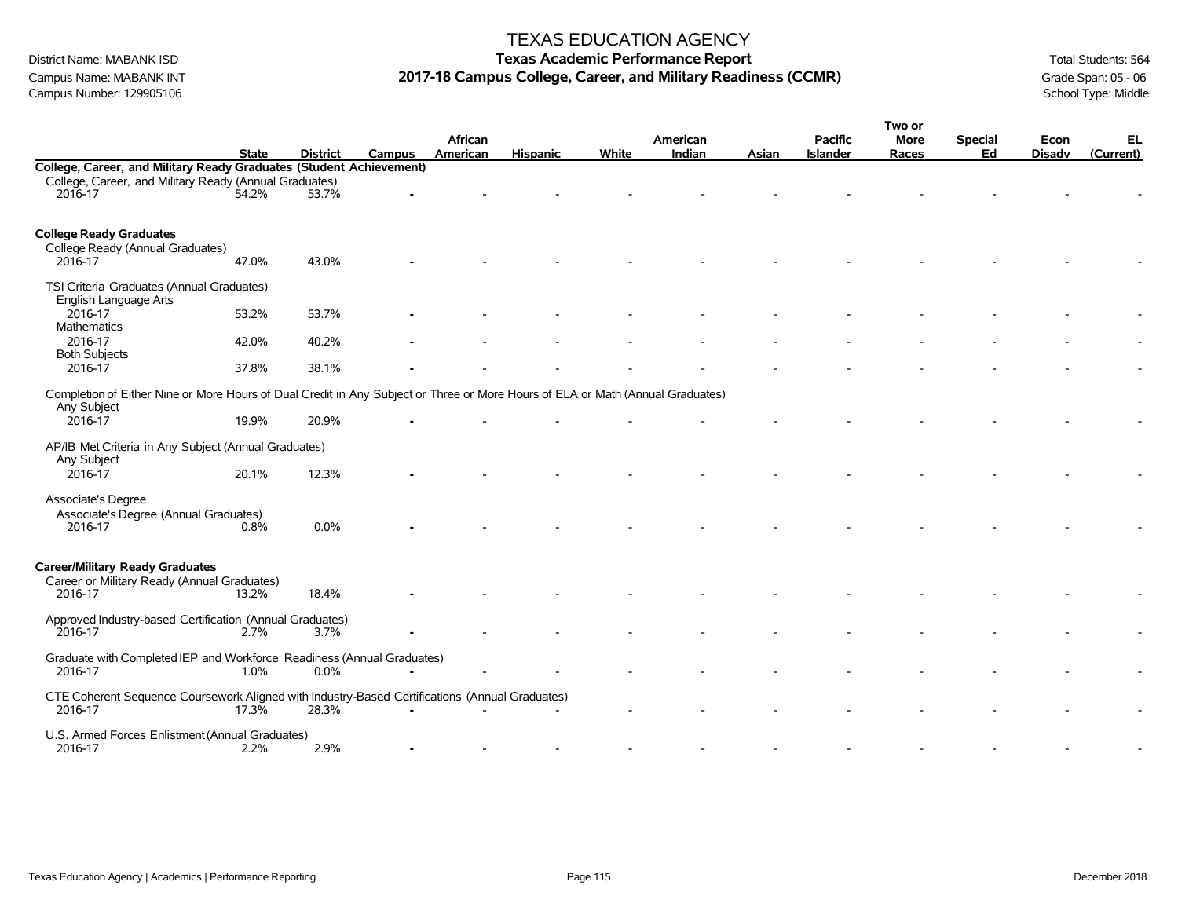# TEXAS EDUCATION AGENCY

District Name: MABANK ISD
Campus Name: MABANK INT
Campus Number: 129905106

## Texas Academic Performance Report
## 2017-18 Campus College, Career, and Military Readiness (CCMR)

Total Students: 564
Grade Span: 05 - 06
School Type: Middle

| | State | District | Campus | African American | Hispanic | White | American Indian | Asian | Pacific Islander | Two or More Races | Special Ed | Econ Disadv | EL (Current) |
|---|---|---|---|---|---|---|---|---|---|---|---|---|---|
| **College, Career, and Military Ready Graduates (Student Achievement)** | | | | | | | | | | | | | |
| College, Career, and Military Ready (Annual Graduates) | | | | | | | | | | | | | |
| 2016-17 | 54.2% | 53.7% | - | - | - | - | - | - | - | - | - | - | - |
| **College Ready Graduates** | | | | | | | | | | | | | |
| College Ready (Annual Graduates) | | | | | | | | | | | | | |
| 2016-17 | 47.0% | 43.0% | - | - | - | - | - | - | - | - | - | - | - |
| TSI Criteria Graduates (Annual Graduates) | | | | | | | | | | | | | |
| English Language Arts | | | | | | | | | | | | | |
| 2016-17 | 53.2% | 53.7% | - | - | - | - | - | - | - | - | - | - | - |
| Mathematics | | | | | | | | | | | | | |
| 2016-17 | 42.0% | 40.2% | - | - | - | - | - | - | - | - | - | - | - |
| Both Subjects | | | | | | | | | | | | | |
| 2016-17 | 37.8% | 38.1% | - | - | - | - | - | - | - | - | - | - | - |
| Completion of Either Nine or More Hours of Dual Credit in Any Subject or Three or More Hours of ELA or Math (Annual Graduates) | | | | | | | | | | | | | |
| Any Subject | | | | | | | | | | | | | |
| 2016-17 | 19.9% | 20.9% | - | - | - | - | - | - | - | - | - | - | - |
| AP/IB Met Criteria in Any Subject (Annual Graduates) | | | | | | | | | | | | | |
| Any Subject | | | | | | | | | | | | | |
| 2016-17 | 20.1% | 12.3% | - | - | - | - | - | - | - | - | - | - | - |
| Associate's Degree | | | | | | | | | | | | | |
| Associate's Degree (Annual Graduates) | | | | | | | | | | | | | |
| 2016-17 | 0.8% | 0.0% | - | - | - | - | - | - | - | - | - | - | - |
| **Career/Military Ready Graduates** | | | | | | | | | | | | | |
| Career or Military Ready (Annual Graduates) | | | | | | | | | | | | | |
| 2016-17 | 13.2% | 18.4% | - | - | - | - | - | - | - | - | - | - | - |
| Approved Industry-based Certification (Annual Graduates) | | | | | | | | | | | | | |
| 2016-17 | 2.7% | 3.7% | - | - | - | - | - | - | - | - | - | - | - |
| Graduate with Completed IEP and Workforce Readiness (Annual Graduates) | | | | | | | | | | | | | |
| 2016-17 | 1.0% | 0.0% | - | - | - | - | - | - | - | - | - | - | - |
| CTE Coherent Sequence Coursework Aligned with Industry-Based Certifications (Annual Graduates) | | | | | | | | | | | | | |
| 2016-17 | 17.3% | 28.3% | - | - | - | - | - | - | - | - | - | - | - |
| U.S. Armed Forces Enlistment (Annual Graduates) | | | | | | | | | | | | | |
| 2016-17 | 2.2% | 2.9% | - | - | - | - | - | - | - | - | - | - | - |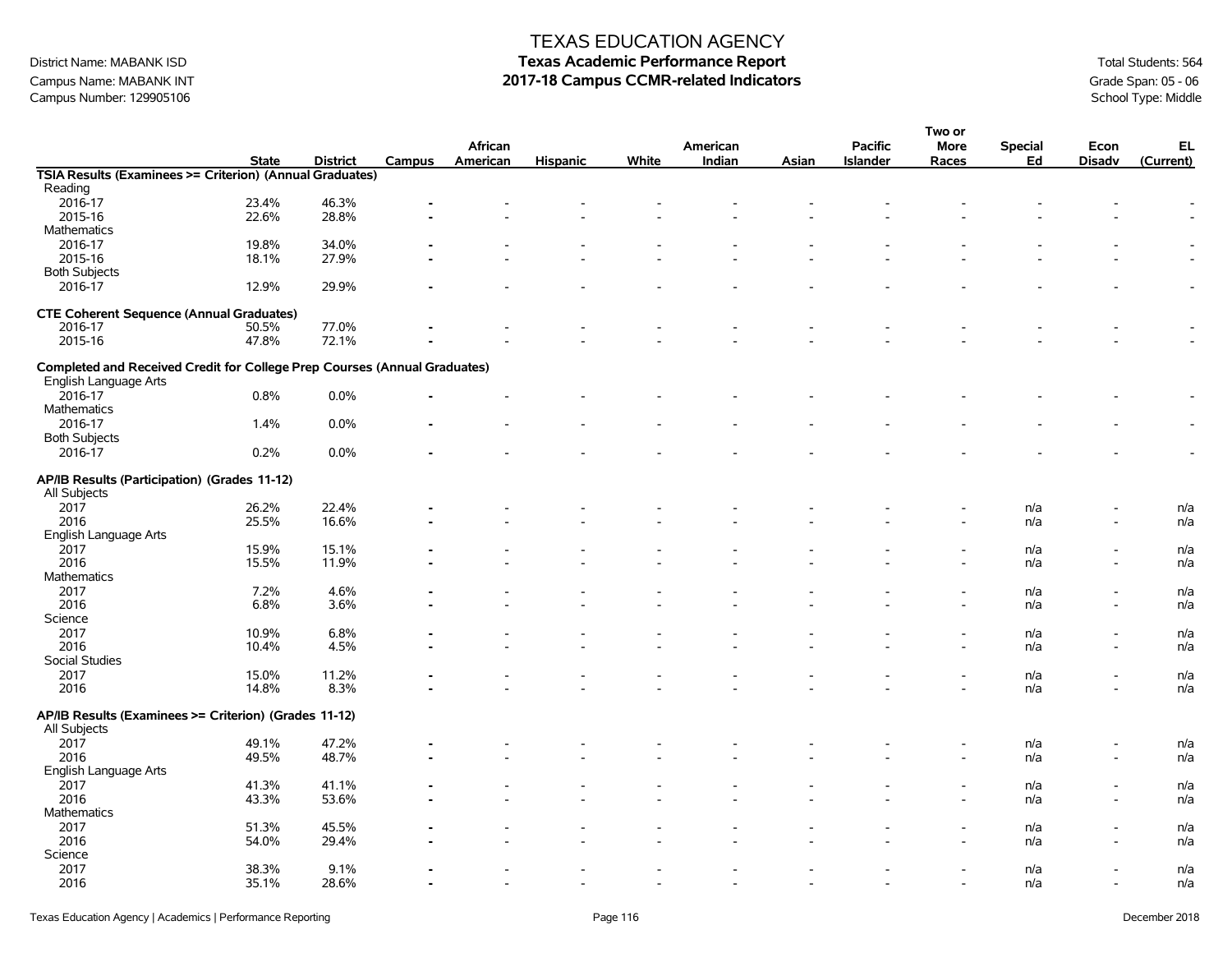# TEXAS EDUCATION AGENCY

## Texas Academic Performance Report

## 2017-18 Campus CCMR-related Indicators

District Name: MABANK ISD
Campus Name: MABANK INT
Campus Number: 129905106

Total Students: 564
Grade Span: 05 - 06
School Type: Middle

| | State | District | Campus | African American | Hispanic | White | American Indian | Asian | Pacific Islander | Two or More Races | Special Ed | Econ Disadv | EL (Current) |
|---|---|---|---|---|---|---|---|---|---|---|---|---|---|
| **TSIA Results (Examinees >= Criterion) (Annual Graduates)** | | | | | | | | | | | | | |
| Reading | | | | | | | | | | | | | |
| 2016-17 | 23.4% | 46.3% | - | - | - | - | - | - | - | - | - | - | - |
| 2015-16 | 22.6% | 28.8% | - | - | - | - | - | - | - | - | - | - | - |
| Mathematics | | | | | | | | | | | | | |
| 2016-17 | 19.8% | 34.0% | - | - | - | - | - | - | - | - | - | - | - |
| 2015-16 | 18.1% | 27.9% | - | - | - | - | - | - | - | - | - | - | - |
| Both Subjects | | | | | | | | | | | | | |
| 2016-17 | 12.9% | 29.9% | - | - | - | - | - | - | - | - | - | - | - |
| **CTE Coherent Sequence (Annual Graduates)** | | | | | | | | | | | | | |
| 2016-17 | 50.5% | 77.0% | - | - | - | - | - | - | - | - | - | - | - |
| 2015-16 | 47.8% | 72.1% | - | - | - | - | - | - | - | - | - | - | - |
| **Completed and Received Credit for College Prep Courses (Annual Graduates)** | | | | | | | | | | | | | |
| English Language Arts | | | | | | | | | | | | | |
| 2016-17 | 0.8% | 0.0% | - | - | - | - | - | - | - | - | - | - | - |
| Mathematics | | | | | | | | | | | | | |
| 2016-17 | 1.4% | 0.0% | - | - | - | - | - | - | - | - | - | - | - |
| Both Subjects | | | | | | | | | | | | | |
| 2016-17 | 0.2% | 0.0% | - | - | - | - | - | - | - | - | - | - | - |
| **AP/IB Results (Participation) (Grades 11-12)** | | | | | | | | | | | | | |
| All Subjects | | | | | | | | | | | | | |
| 2017 | 26.2% | 22.4% | - | - | - | - | - | - | - | - | n/a | - | n/a |
| 2016 | 25.5% | 16.6% | - | - | - | - | - | - | - | - | n/a | - | n/a |
| English Language Arts | | | | | | | | | | | | | |
| 2017 | 15.9% | 15.1% | - | - | - | - | - | - | - | - | n/a | - | n/a |
| 2016 | 15.5% | 11.9% | - | - | - | - | - | - | - | - | n/a | - | n/a |
| Mathematics | | | | | | | | | | | | | |
| 2017 | 7.2% | 4.6% | - | - | - | - | - | - | - | - | n/a | - | n/a |
| 2016 | 6.8% | 3.6% | - | - | - | - | - | - | - | - | n/a | - | n/a |
| Science | | | | | | | | | | | | | |
| 2017 | 10.9% | 6.8% | - | - | - | - | - | - | - | - | n/a | - | n/a |
| 2016 | 10.4% | 4.5% | - | - | - | - | - | - | - | - | n/a | - | n/a |
| Social Studies | | | | | | | | | | | | | |
| 2017 | 15.0% | 11.2% | - | - | - | - | - | - | - | - | n/a | - | n/a |
| 2016 | 14.8% | 8.3% | - | - | - | - | - | - | - | - | n/a | - | n/a |
| **AP/IB Results (Examinees >= Criterion) (Grades 11-12)** | | | | | | | | | | | | | |
| All Subjects | | | | | | | | | | | | | |
| 2017 | 49.1% | 47.2% | - | - | - | - | - | - | - | - | n/a | - | n/a |
| 2016 | 49.5% | 48.7% | - | - | - | - | - | - | - | - | n/a | - | n/a |
| English Language Arts | | | | | | | | | | | | | |
| 2017 | 41.3% | 41.1% | - | - | - | - | - | - | - | - | n/a | - | n/a |
| 2016 | 43.3% | 53.6% | - | - | - | - | - | - | - | - | n/a | - | n/a |
| Mathematics | | | | | | | | | | | | | |
| 2017 | 51.3% | 45.5% | - | - | - | - | - | - | - | - | n/a | - | n/a |
| 2016 | 54.0% | 29.4% | - | - | - | - | - | - | - | - | n/a | - | n/a |
| Science | | | | | | | | | | | | | |
| 2017 | 38.3% | 9.1% | - | - | - | - | - | - | - | - | n/a | - | n/a |
| 2016 | 35.1% | 28.6% | - | - | - | - | - | - | - | - | n/a | - | n/a |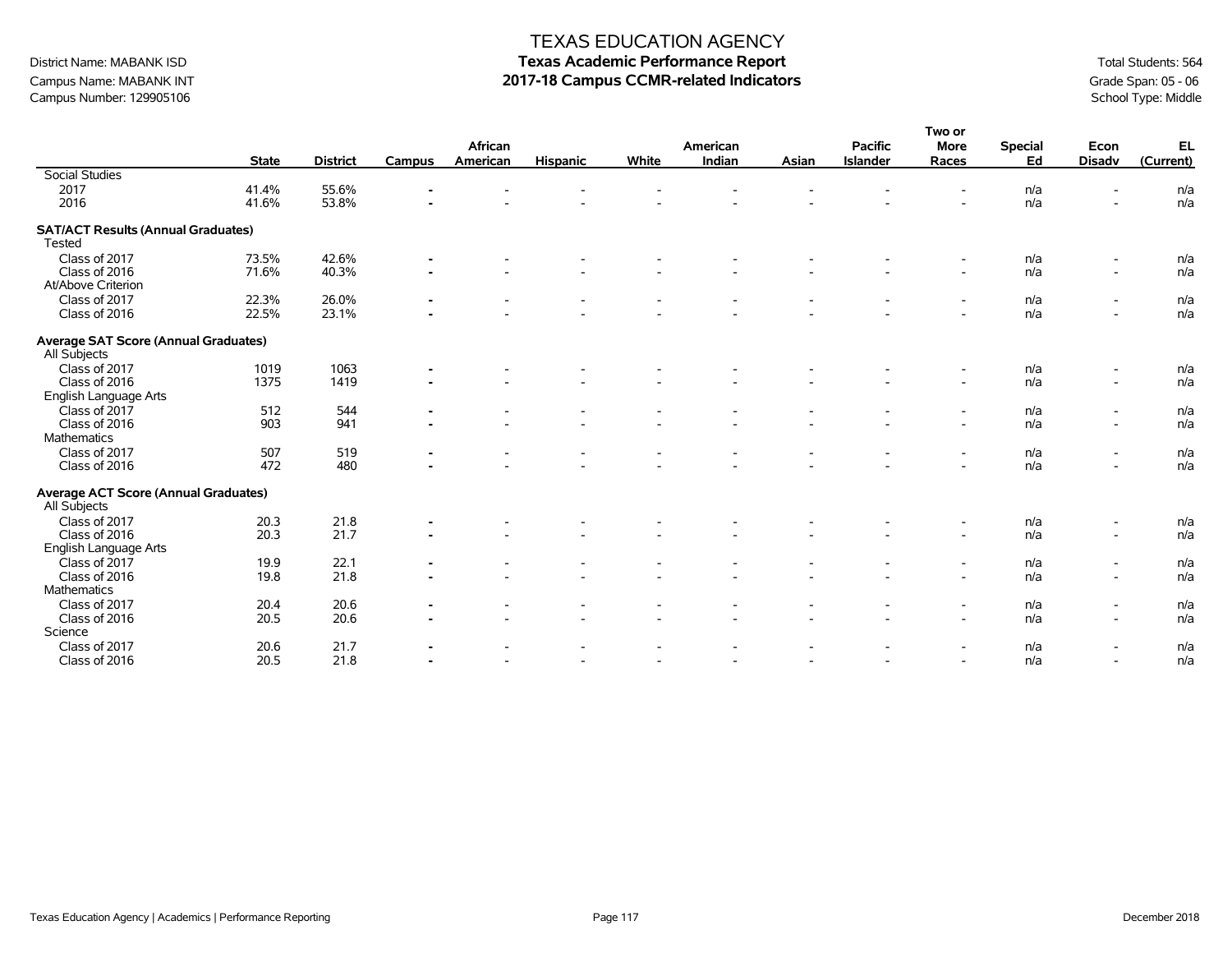# TEXAS EDUCATION AGENCY
## Texas Academic Performance Report
## 2017-18 Campus CCMR-related Indicators

District Name: MABANK ISD
Campus Name: MABANK INT
Campus Number: 129905106

Total Students: 564
Grade Span: 05 - 06
School Type: Middle

| | State | District | Campus | African American | Hispanic | White | American Indian | Asian | Pacific Islander | Two or More Races | Special Ed | Econ Disadv | EL (Current) |
|---|---|---|---|---|---|---|---|---|---|---|---|---|---|
| Social Studies | | | | | | | | | | | | | |
| 2017 | 41.4% | 55.6% | - | - | - | - | - | - | - | - | n/a | - | n/a |
| 2016 | 41.6% | 53.8% | - | - | - | - | - | - | - | - | n/a | - | n/a |
| **SAT/ACT Results (Annual Graduates)** | | | | | | | | | | | | | |
| Tested | | | | | | | | | | | | | |
| Class of 2017 | 73.5% | 42.6% | - | - | - | - | - | - | - | - | n/a | - | n/a |
| Class of 2016 | 71.6% | 40.3% | - | - | - | - | - | - | - | - | n/a | - | n/a |
| At/Above Criterion | | | | | | | | | | | | | |
| Class of 2017 | 22.3% | 26.0% | - | - | - | - | - | - | - | - | n/a | - | n/a |
| Class of 2016 | 22.5% | 23.1% | - | - | - | - | - | - | - | - | n/a | - | n/a |
| **Average SAT Score (Annual Graduates)** | | | | | | | | | | | | | |
| All Subjects | | | | | | | | | | | | | |
| Class of 2017 | 1019 | 1063 | - | - | - | - | - | - | - | - | n/a | - | n/a |
| Class of 2016 | 1375 | 1419 | - | - | - | - | - | - | - | - | n/a | - | n/a |
| English Language Arts | | | | | | | | | | | | | |
| Class of 2017 | 512 | 544 | - | - | - | - | - | - | - | - | n/a | - | n/a |
| Class of 2016 | 903 | 941 | - | - | - | - | - | - | - | - | n/a | - | n/a |
| Mathematics | | | | | | | | | | | | | |
| Class of 2017 | 507 | 519 | - | - | - | - | - | - | - | - | n/a | - | n/a |
| Class of 2016 | 472 | 480 | - | - | - | - | - | - | - | - | n/a | - | n/a |
| **Average ACT Score (Annual Graduates)** | | | | | | | | | | | | | |
| All Subjects | | | | | | | | | | | | | |
| Class of 2017 | 20.3 | 21.8 | - | - | - | - | - | - | - | - | n/a | - | n/a |
| Class of 2016 | 20.3 | 21.7 | - | - | - | - | - | - | - | - | n/a | - | n/a |
| English Language Arts | | | | | | | | | | | | | |
| Class of 2017 | 19.9 | 22.1 | - | - | - | - | - | - | - | - | n/a | - | n/a |
| Class of 2016 | 19.8 | 21.8 | - | - | - | - | - | - | - | - | n/a | - | n/a |
| Mathematics | | | | | | | | | | | | | |
| Class of 2017 | 20.4 | 20.6 | - | - | - | - | - | - | - | - | n/a | - | n/a |
| Class of 2016 | 20.5 | 20.6 | - | - | - | - | - | - | - | - | n/a | - | n/a |
| Science | | | | | | | | | | | | | |
| Class of 2017 | 20.6 | 21.7 | - | - | - | - | - | - | - | - | n/a | - | n/a |
| Class of 2016 | 20.5 | 21.8 | - | - | - | - | - | - | - | - | n/a | - | n/a |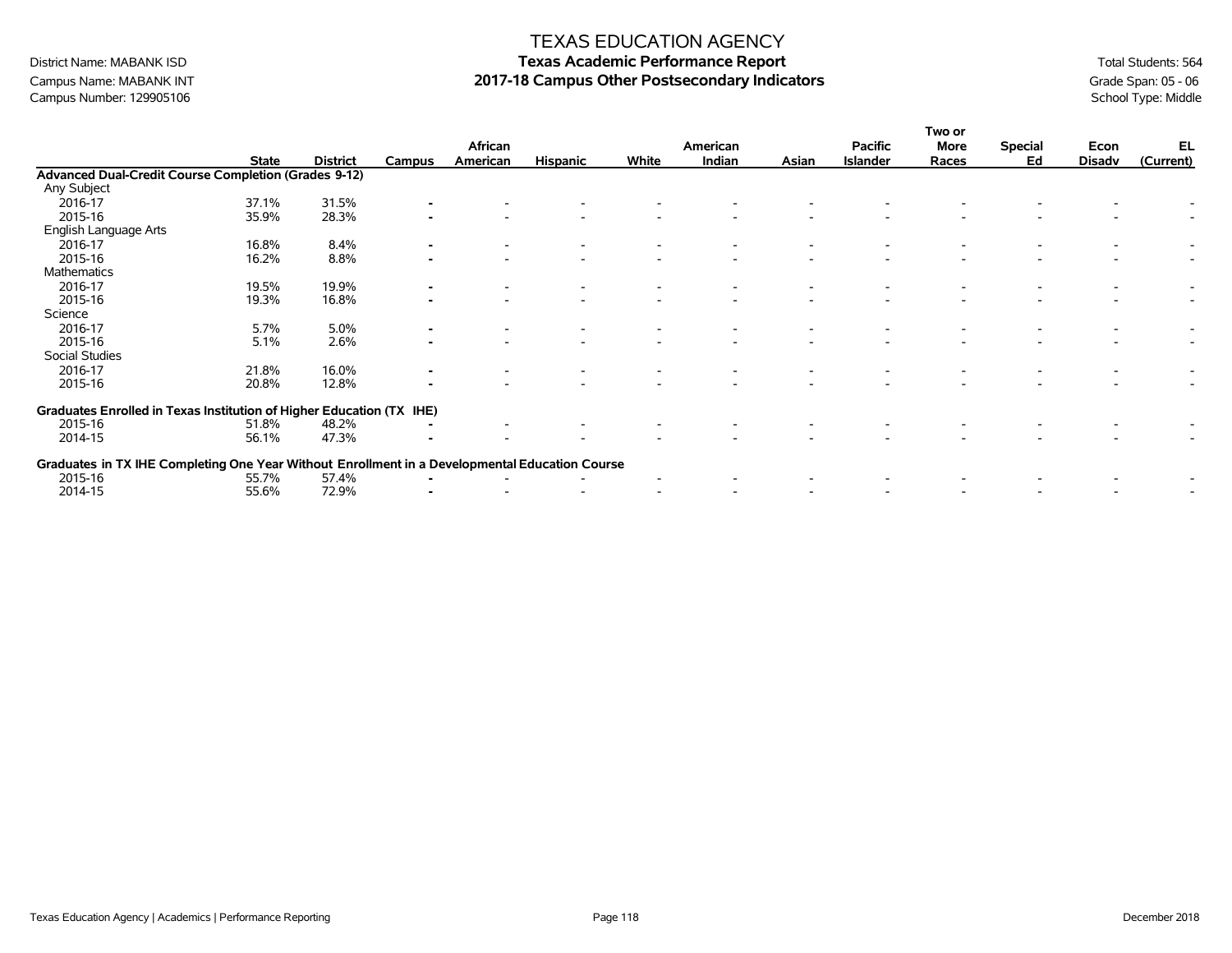# TEXAS EDUCATION AGENCY

District Name: MABANK ISD
Campus Name: MABANK INT
Campus Number: 129905106

## Texas Academic Performance Report
## 2017-18 Campus Other Postsecondary Indicators

Total Students: 564
Grade Span: 05 - 06
School Type: Middle

| | State | District | Campus | African American | Hispanic | White | American Indian | Asian | Pacific Islander | Two or More Races | Special Ed | Econ Disadv | EL (Current) |
|---|---|---|---|---|---|---|---|---|---|---|---|---|---|
| **Advanced Dual-Credit Course Completion (Grades 9-12)** | | | | | | | | | | | | | |
| Any Subject | | | | | | | | | | | | | |
| 2016-17 | 37.1% | 31.5% | - | - | - | - | - | - | - | - | - | - | - |
| 2015-16 | 35.9% | 28.3% | - | - | - | - | - | - | - | - | - | - | - |
| English Language Arts | | | | | | | | | | | | | |
| 2016-17 | 16.8% | 8.4% | - | - | - | - | - | - | - | - | - | - | - |
| 2015-16 | 16.2% | 8.8% | - | - | - | - | - | - | - | - | - | - | - |
| Mathematics | | | | | | | | | | | | | |
| 2016-17 | 19.5% | 19.9% | - | - | - | - | - | - | - | - | - | - | - |
| 2015-16 | 19.3% | 16.8% | - | - | - | - | - | - | - | - | - | - | - |
| Science | | | | | | | | | | | | | |
| 2016-17 | 5.7% | 5.0% | - | - | - | - | - | - | - | - | - | - | - |
| 2015-16 | 5.1% | 2.6% | - | - | - | - | - | - | - | - | - | - | - |
| Social Studies | | | | | | | | | | | | | |
| 2016-17 | 21.8% | 16.0% | - | - | - | - | - | - | - | - | - | - | - |
| 2015-16 | 20.8% | 12.8% | - | - | - | - | - | - | - | - | - | - | - |
| **Graduates Enrolled in Texas Institution of Higher Education (TX IHE)** | | | | | | | | | | | | | |
| 2015-16 | 51.8% | 48.2% | - | - | - | - | - | - | - | - | - | - | - |
| 2014-15 | 56.1% | 47.3% | - | - | - | - | - | - | - | - | - | - | - |
| **Graduates in TX IHE Completing One Year Without Enrollment in a Developmental Education Course** | | | | | | | | | | | | | |
| 2015-16 | 55.7% | 57.4% | - | - | - | - | - | - | - | - | - | - | - |
| 2014-15 | 55.6% | 72.9% | - | - | - | - | - | - | - | - | - | - | - |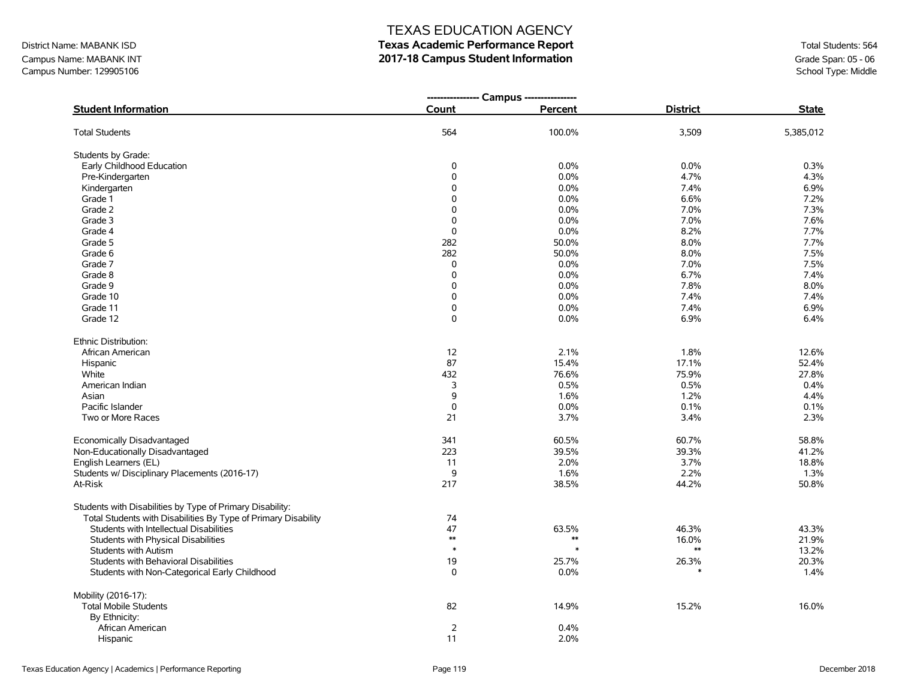# TEXAS EDUCATION AGENCY

## Texas Academic Performance Report

## 2017-18 Campus Student Information

District Name: MABANK ISD
Campus Name: MABANK INT
Campus Number: 129905106

Total Students: 564
Grade Span: 05 - 06
School Type: Middle

| Student Information | Campus Count | Campus Percent | District | State |
|---|---|---|---|---|
| Total Students | 564 | 100.0% | 3,509 | 5,385,012 |
| Students by Grade: | | | | |
| Early Childhood Education | 0 | 0.0% | 0.0% | 0.3% |
| Pre-Kindergarten | 0 | 0.0% | 4.7% | 4.3% |
| Kindergarten | 0 | 0.0% | 7.4% | 6.9% |
| Grade 1 | 0 | 0.0% | 6.6% | 7.2% |
| Grade 2 | 0 | 0.0% | 7.0% | 7.3% |
| Grade 3 | 0 | 0.0% | 7.0% | 7.6% |
| Grade 4 | 0 | 0.0% | 8.2% | 7.7% |
| Grade 5 | 282 | 50.0% | 8.0% | 7.7% |
| Grade 6 | 282 | 50.0% | 8.0% | 7.5% |
| Grade 7 | 0 | 0.0% | 7.0% | 7.5% |
| Grade 8 | 0 | 0.0% | 6.7% | 7.4% |
| Grade 9 | 0 | 0.0% | 7.8% | 8.0% |
| Grade 10 | 0 | 0.0% | 7.4% | 7.4% |
| Grade 11 | 0 | 0.0% | 7.4% | 6.9% |
| Grade 12 | 0 | 0.0% | 6.9% | 6.4% |
| Ethnic Distribution: | | | | |
| African American | 12 | 2.1% | 1.8% | 12.6% |
| Hispanic | 87 | 15.4% | 17.1% | 52.4% |
| White | 432 | 76.6% | 75.9% | 27.8% |
| American Indian | 3 | 0.5% | 0.5% | 0.4% |
| Asian | 9 | 1.6% | 1.2% | 4.4% |
| Pacific Islander | 0 | 0.0% | 0.1% | 0.1% |
| Two or More Races | 21 | 3.7% | 3.4% | 2.3% |
| Economically Disadvantaged | 341 | 60.5% | 60.7% | 58.8% |
| Non-Educationally Disadvantaged | 223 | 39.5% | 39.3% | 41.2% |
| English Learners (EL) | 11 | 2.0% | 3.7% | 18.8% |
| Students w/ Disciplinary Placements (2016-17) | 9 | 1.6% | 2.2% | 1.3% |
| At-Risk | 217 | 38.5% | 44.2% | 50.8% |
| Students with Disabilities by Type of Primary Disability: | | | | |
| Total Students with Disabilities By Type of Primary Disability | 74 | | | |
| Students with Intellectual Disabilities | 47 | 63.5% | 46.3% | 43.3% |
| Students with Physical Disabilities | ** | ** | 16.0% | 21.9% |
| Students with Autism | * | * | ** | 13.2% |
| Students with Behavioral Disabilities | 19 | 25.7% | 26.3% | 20.3% |
| Students with Non-Categorical Early Childhood | 0 | 0.0% | * | 1.4% |
| Mobility (2016-17): | | | | |
| Total Mobile Students | 82 | 14.9% | 15.2% | 16.0% |
| By Ethnicity: | | | | |
| African American | 2 | 0.4% | | |
| Hispanic | 11 | 2.0% | | |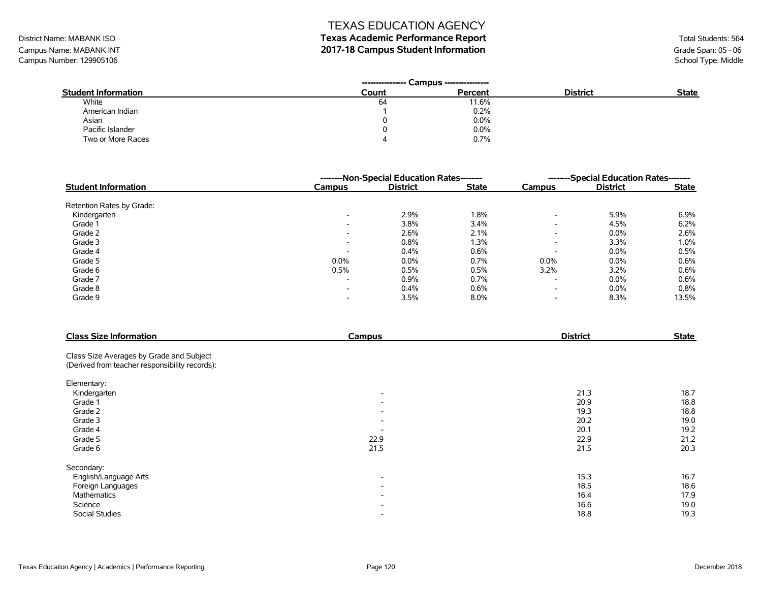# TEXAS EDUCATION AGENCY

## Texas Academic Performance Report

## 2017-18 Campus Student Information

District Name: MABANK ISD
Campus Name: MABANK INT
Campus Number: 129905106

Total Students: 564
Grade Span: 05 - 06
School Type: Middle

| Student Information | Campus Count | Campus Percent | District | State |
|---|---|---|---|---|
| White | 64 | 11.6% | | |
| American Indian | 1 | 0.2% | | |
| Asian | 0 | 0.0% | | |
| Pacific Islander | 0 | 0.0% | | |
| Two or More Races | 4 | 0.7% | | |

| Student Information | Non-Special Education Rates | | | Special Education Rates | | |
|---|---|---|---|---|---|---|
| | Campus | District | State | Campus | District | State |
| Retention Rates by Grade: | | | | | | |
| Kindergarten | - | 2.9% | 1.8% | - | 5.9% | 6.9% |
| Grade 1 | - | 3.8% | 3.4% | - | 4.5% | 6.2% |
| Grade 2 | - | 2.6% | 2.1% | - | 0.0% | 2.6% |
| Grade 3 | - | 0.8% | 1.3% | - | 3.3% | 1.0% |
| Grade 4 | - | 0.4% | 0.6% | - | 0.0% | 0.5% |
| Grade 5 | 0.0% | 0.0% | 0.7% | 0.0% | 0.0% | 0.6% |
| Grade 6 | 0.5% | 0.5% | 0.5% | 3.2% | 3.2% | 0.6% |
| Grade 7 | - | 0.9% | 0.7% | - | 0.0% | 0.6% |
| Grade 8 | - | 0.4% | 0.6% | - | 0.0% | 0.8% |
| Grade 9 | - | 3.5% | 8.0% | - | 8.3% | 13.5% |

| Class Size Information | Campus | District | State |
|---|---|---|---|
| Class Size Averages by Grade and Subject (Derived from teacher responsibility records): | | | |
| Elementary: | | | |
| Kindergarten | - | 21.3 | 18.7 |
| Grade 1 | - | 20.9 | 18.8 |
| Grade 2 | - | 19.3 | 18.8 |
| Grade 3 | - | 20.2 | 19.0 |
| Grade 4 | - | 20.1 | 19.2 |
| Grade 5 | 22.9 | 22.9 | 21.2 |
| Grade 6 | 21.5 | 21.5 | 20.3 |
| Secondary: | | | |
| English/Language Arts | - | 15.3 | 16.7 |
| Foreign Languages | - | 18.5 | 18.6 |
| Mathematics | - | 16.4 | 17.9 |
| Science | - | 16.6 | 19.0 |
| Social Studies | - | 18.8 | 19.3 |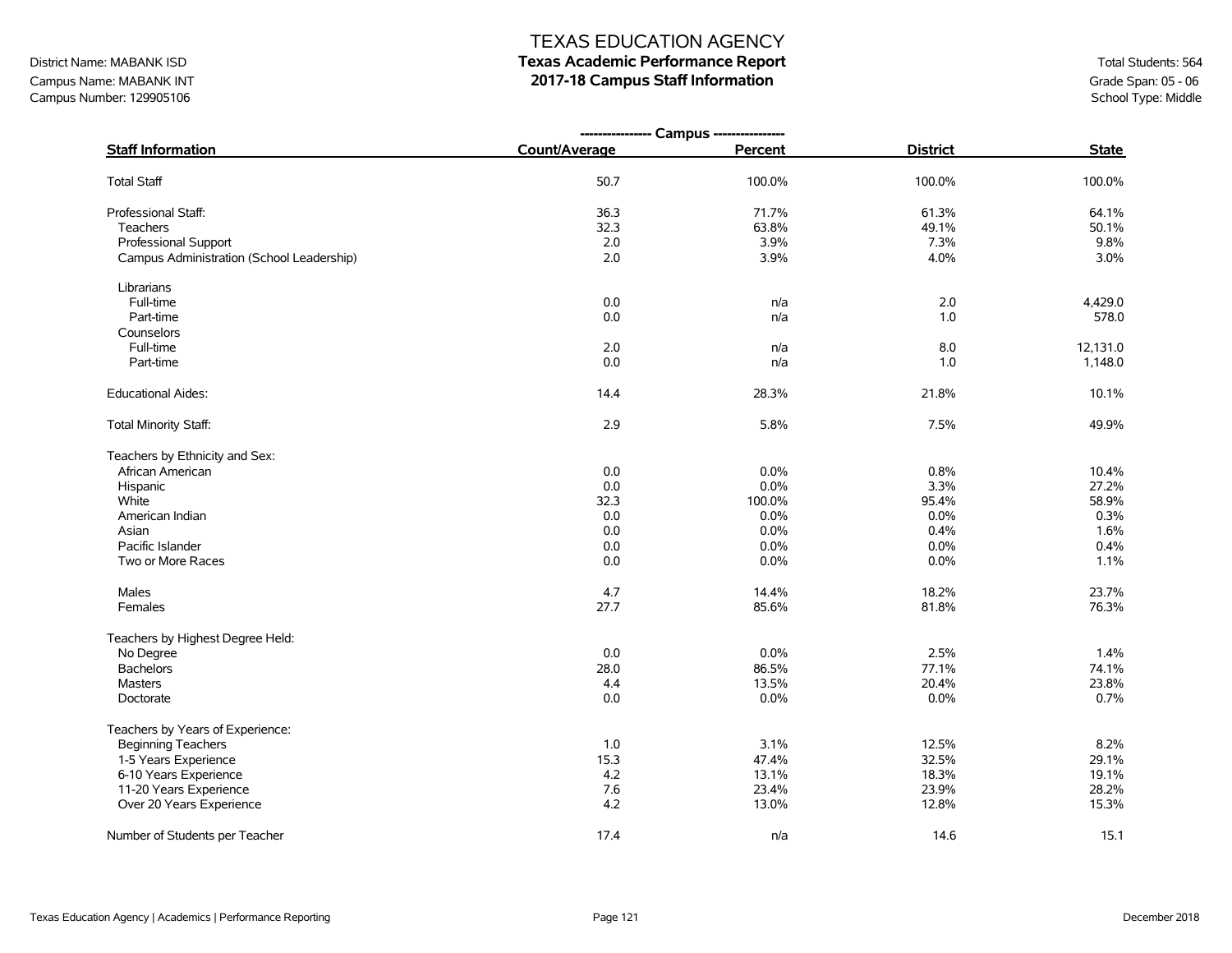# TEXAS EDUCATION AGENCY

## Texas Academic Performance Report

## 2017-18 Campus Staff Information

District Name: MABANK ISD
Campus Name: MABANK INT
Campus Number: 129905106

Total Students: 564
Grade Span: 05 - 06
School Type: Middle

| Staff Information | Campus Count/Average | Campus Percent | District | State |
|---|---|---|---|---|
| Total Staff | 50.7 | 100.0% | 100.0% | 100.0% |
| Professional Staff: | 36.3 | 71.7% | 61.3% | 64.1% |
| Teachers | 32.3 | 63.8% | 49.1% | 50.1% |
| Professional Support | 2.0 | 3.9% | 7.3% | 9.8% |
| Campus Administration (School Leadership) | 2.0 | 3.9% | 4.0% | 3.0% |
| Librarians | | | | |
| Full-time | 0.0 | n/a | 2.0 | 4,429.0 |
| Part-time | 0.0 | n/a | 1.0 | 578.0 |
| Counselors | | | | |
| Full-time | 2.0 | n/a | 8.0 | 12,131.0 |
| Part-time | 0.0 | n/a | 1.0 | 1,148.0 |
| Educational Aides: | 14.4 | 28.3% | 21.8% | 10.1% |
| Total Minority Staff: | 2.9 | 5.8% | 7.5% | 49.9% |
| Teachers by Ethnicity and Sex: | | | | |
| African American | 0.0 | 0.0% | 0.8% | 10.4% |
| Hispanic | 0.0 | 0.0% | 3.3% | 27.2% |
| White | 32.3 | 100.0% | 95.4% | 58.9% |
| American Indian | 0.0 | 0.0% | 0.0% | 0.3% |
| Asian | 0.0 | 0.0% | 0.4% | 1.6% |
| Pacific Islander | 0.0 | 0.0% | 0.0% | 0.4% |
| Two or More Races | 0.0 | 0.0% | 0.0% | 1.1% |
| Males | 4.7 | 14.4% | 18.2% | 23.7% |
| Females | 27.7 | 85.6% | 81.8% | 76.3% |
| Teachers by Highest Degree Held: | | | | |
| No Degree | 0.0 | 0.0% | 2.5% | 1.4% |
| Bachelors | 28.0 | 86.5% | 77.1% | 74.1% |
| Masters | 4.4 | 13.5% | 20.4% | 23.8% |
| Doctorate | 0.0 | 0.0% | 0.0% | 0.7% |
| Teachers by Years of Experience: | | | | |
| Beginning Teachers | 1.0 | 3.1% | 12.5% | 8.2% |
| 1-5 Years Experience | 15.3 | 47.4% | 32.5% | 29.1% |
| 6-10 Years Experience | 4.2 | 13.1% | 18.3% | 19.1% |
| 11-20 Years Experience | 7.6 | 23.4% | 23.9% | 28.2% |
| Over 20 Years Experience | 4.2 | 13.0% | 12.8% | 15.3% |
| Number of Students per Teacher | 17.4 | n/a | 14.6 | 15.1 |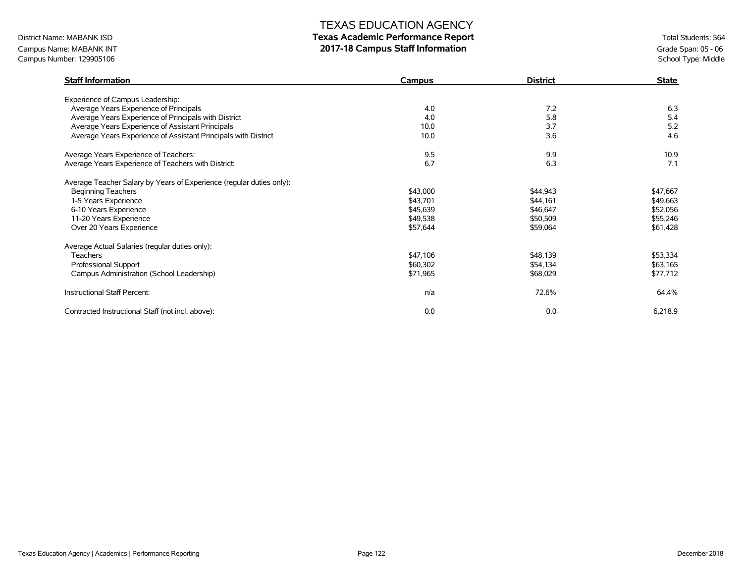# TEXAS EDUCATION AGENCY

## Texas Academic Performance Report

## 2017-18 Campus Staff Information

District Name: MABANK ISD
Campus Name: MABANK INT
Campus Number: 129905106

Total Students: 564
Grade Span: 05 - 06
School Type: Middle

| Staff Information | Campus | District | State |
|---|---|---|---|
| Experience of Campus Leadership: | | | |
| Average Years Experience of Principals | 4.0 | 7.2 | 6.3 |
| Average Years Experience of Principals with District | 4.0 | 5.8 | 5.4 |
| Average Years Experience of Assistant Principals | 10.0 | 3.7 | 5.2 |
| Average Years Experience of Assistant Principals with District | 10.0 | 3.6 | 4.6 |
| | | | |
| Average Years Experience of Teachers: | 9.5 | 9.9 | 10.9 |
| Average Years Experience of Teachers with District: | 6.7 | 6.3 | 7.1 |
| | | | |
| Average Teacher Salary by Years of Experience (regular duties only): | | | |
| Beginning Teachers | $43,000 | $44,943 | $47,667 |
| 1-5 Years Experience | $43,701 | $44,161 | $49,663 |
| 6-10 Years Experience | $45,639 | $46,647 | $52,056 |
| 11-20 Years Experience | $49,538 | $50,509 | $55,246 |
| Over 20 Years Experience | $57,644 | $59,064 | $61,428 |
| | | | |
| Average Actual Salaries (regular duties only): | | | |
| Teachers | $47,106 | $48,139 | $53,334 |
| Professional Support | $60,302 | $54,134 | $63,165 |
| Campus Administration (School Leadership) | $71,965 | $68,029 | $77,712 |
| | | | |
| Instructional Staff Percent: | n/a | 72.6% | 64.4% |
| | | | |
| Contracted Instructional Staff (not incl. above): | 0.0 | 0.0 | 6,218.9 |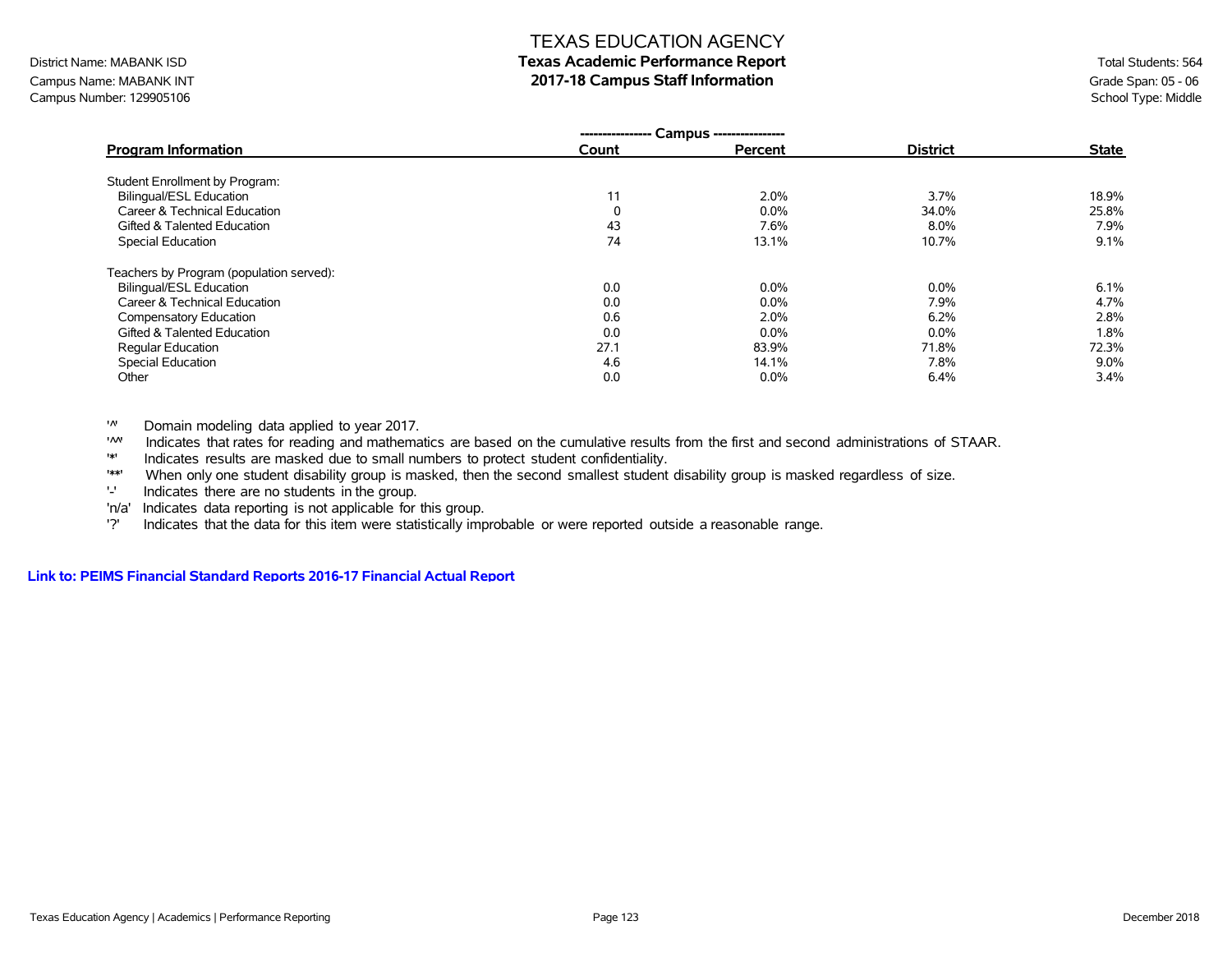District Name: MABANK ISD
Campus Name: MABANK INT
Campus Number: 129905106

# TEXAS EDUCATION AGENCY
## Texas Academic Performance Report
## 2017-18 Campus Staff Information

Total Students: 564
Grade Span: 05 - 06
School Type: Middle

| Program Information | Campus Count | Campus Percent | District | State |
|---|---|---|---|---|
| Student Enrollment by Program: | | | | |
| Bilingual/ESL Education | 11 | 2.0% | 3.7% | 18.9% |
| Career & Technical Education | 0 | 0.0% | 34.0% | 25.8% |
| Gifted & Talented Education | 43 | 7.6% | 8.0% | 7.9% |
| Special Education | 74 | 13.1% | 10.7% | 9.1% |
| Teachers by Program (population served): | | | | |
| Bilingual/ESL Education | 0.0 | 0.0% | 0.0% | 6.1% |
| Career & Technical Education | 0.0 | 0.0% | 7.9% | 4.7% |
| Compensatory Education | 0.6 | 2.0% | 6.2% | 2.8% |
| Gifted & Talented Education | 0.0 | 0.0% | 0.0% | 1.8% |
| Regular Education | 27.1 | 83.9% | 71.8% | 72.3% |
| Special Education | 4.6 | 14.1% | 7.8% | 9.0% |
| Other | 0.0 | 0.0% | 6.4% | 3.4% |

'^' Domain modeling data applied to year 2017.
'^^' Indicates that rates for reading and mathematics are based on the cumulative results from the first and second administrations of STAAR.
'*' Indicates results are masked due to small numbers to protect student confidentiality.
'**' When only one student disability group is masked, then the second smallest student disability group is masked regardless of size.
'-' Indicates there are no students in the group.
'n/a' Indicates data reporting is not applicable for this group.
'?' Indicates that the data for this item were statistically improbable or were reported outside a reasonable range.

**Link to: PEIMS Financial Standard Reports 2016-17 Financial Actual Report**